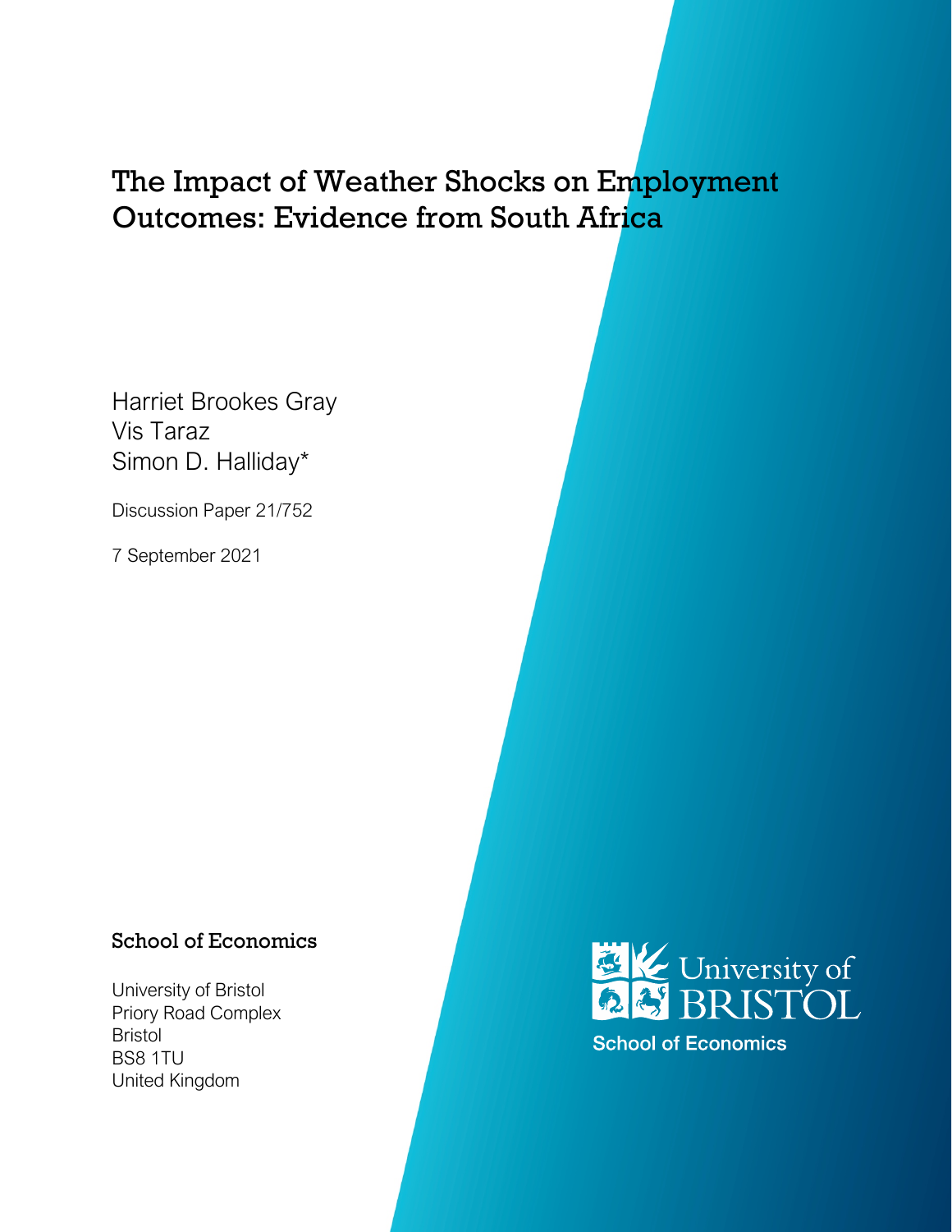# The Impact of Weather Shocks on Employment Outcomes: Evidence from South Africa

Harriet Brookes Gray
Vis Taraz
Simon D. Halliday*

Discussion Paper 21/752

7 September 2021

## School of Economics

University of Bristol
Priory Road Complex
Bristol
BS8 1TU
United Kingdom

University of BRISTOL
School of Economics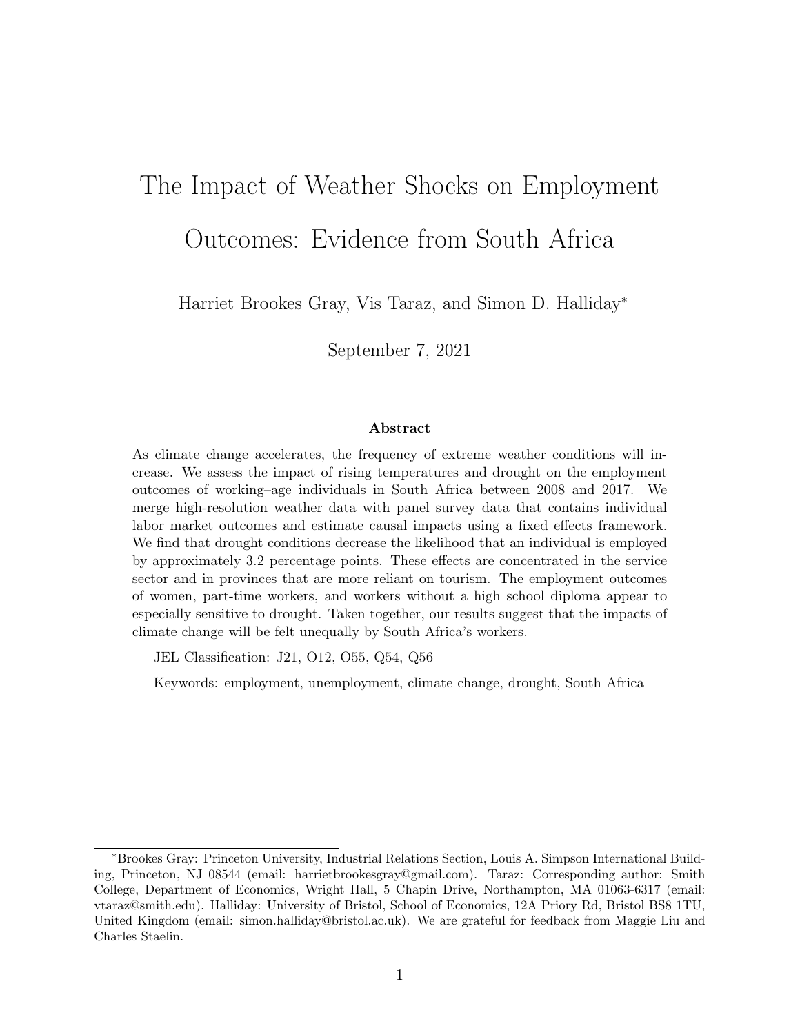# The Impact of Weather Shocks on Employment Outcomes: Evidence from South Africa

Harriet Brookes Gray, Vis Taraz, and Simon D. Halliday*

September 7, 2021

### Abstract

As climate change accelerates, the frequency of extreme weather conditions will increase. We assess the impact of rising temperatures and drought on the employment outcomes of working–age individuals in South Africa between 2008 and 2017. We merge high-resolution weather data with panel survey data that contains individual labor market outcomes and estimate causal impacts using a fixed effects framework. We find that drought conditions decrease the likelihood that an individual is employed by approximately 3.2 percentage points. These effects are concentrated in the service sector and in provinces that are more reliant on tourism. The employment outcomes of women, part-time workers, and workers without a high school diploma appear to especially sensitive to drought. Taken together, our results suggest that the impacts of climate change will be felt unequally by South Africa's workers.

JEL Classification: J21, O12, O55, Q54, Q56

Keywords: employment, unemployment, climate change, drought, South Africa

---

*Brookes Gray: Princeton University, Industrial Relations Section, Louis A. Simpson International Building, Princeton, NJ 08544 (email: harrietbrookesgray@gmail.com). Taraz: Corresponding author: Smith College, Department of Economics, Wright Hall, 5 Chapin Drive, Northampton, MA 01063-6317 (email: vtaraz@smith.edu). Halliday: University of Bristol, School of Economics, 12A Priory Rd, Bristol BS8 1TU, United Kingdom (email: simon.halliday@bristol.ac.uk). We are grateful for feedback from Maggie Liu and Charles Staelin.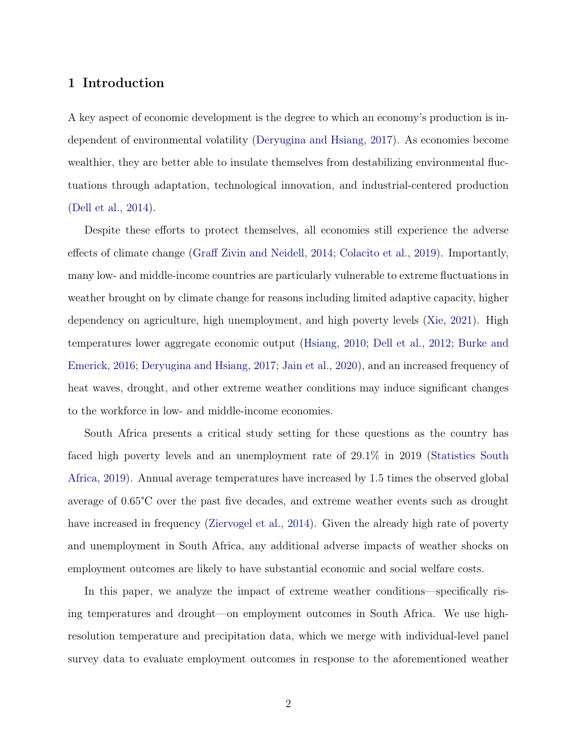# 1 Introduction

A key aspect of economic development is the degree to which an economy's production is independent of environmental volatility (Deryugina and Hsiang, 2017). As economies become wealthier, they are better able to insulate themselves from destabilizing environmental fluctuations through adaptation, technological innovation, and industrial-centered production (Dell et al., 2014).

Despite these efforts to protect themselves, all economies still experience the adverse effects of climate change (Graff Zivin and Neidell, 2014; Colacito et al., 2019). Importantly, many low- and middle-income countries are particularly vulnerable to extreme fluctuations in weather brought on by climate change for reasons including limited adaptive capacity, higher dependency on agriculture, high unemployment, and high poverty levels (Xie, 2021). High temperatures lower aggregate economic output (Hsiang, 2010; Dell et al., 2012; Burke and Emerick, 2016; Deryugina and Hsiang, 2017; Jain et al., 2020), and an increased frequency of heat waves, drought, and other extreme weather conditions may induce significant changes to the workforce in low- and middle-income economies.

South Africa presents a critical study setting for these questions as the country has faced high poverty levels and an unemployment rate of 29.1% in 2019 (Statistics South Africa, 2019). Annual average temperatures have increased by 1.5 times the observed global average of 0.65°C over the past five decades, and extreme weather events such as drought have increased in frequency (Ziervogel et al., 2014). Given the already high rate of poverty and unemployment in South Africa, any additional adverse impacts of weather shocks on employment outcomes are likely to have substantial economic and social welfare costs.

In this paper, we analyze the impact of extreme weather conditions—specifically rising temperatures and drought—on employment outcomes in South Africa. We use high-resolution temperature and precipitation data, which we merge with individual-level panel survey data to evaluate employment outcomes in response to the aforementioned weather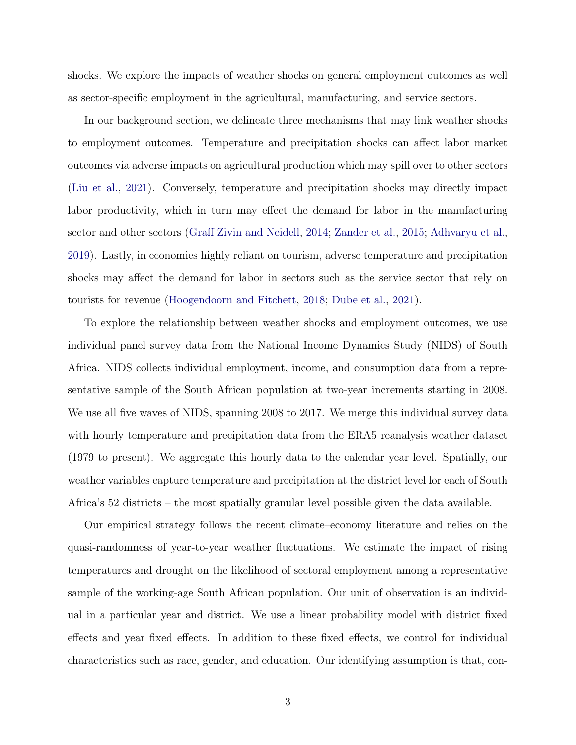shocks. We explore the impacts of weather shocks on general employment outcomes as well as sector-specific employment in the agricultural, manufacturing, and service sectors.

In our background section, we delineate three mechanisms that may link weather shocks to employment outcomes. Temperature and precipitation shocks can affect labor market outcomes via adverse impacts on agricultural production which may spill over to other sectors (Liu et al., 2021). Conversely, temperature and precipitation shocks may directly impact labor productivity, which in turn may effect the demand for labor in the manufacturing sector and other sectors (Graff Zivin and Neidell, 2014; Zander et al., 2015; Adhvaryu et al., 2019). Lastly, in economies highly reliant on tourism, adverse temperature and precipitation shocks may affect the demand for labor in sectors such as the service sector that rely on tourists for revenue (Hoogendoorn and Fitchett, 2018; Dube et al., 2021).

To explore the relationship between weather shocks and employment outcomes, we use individual panel survey data from the National Income Dynamics Study (NIDS) of South Africa. NIDS collects individual employment, income, and consumption data from a representative sample of the South African population at two-year increments starting in 2008. We use all five waves of NIDS, spanning 2008 to 2017. We merge this individual survey data with hourly temperature and precipitation data from the ERA5 reanalysis weather dataset (1979 to present). We aggregate this hourly data to the calendar year level. Spatially, our weather variables capture temperature and precipitation at the district level for each of South Africa's 52 districts – the most spatially granular level possible given the data available.

Our empirical strategy follows the recent climate–economy literature and relies on the quasi-randomness of year-to-year weather fluctuations. We estimate the impact of rising temperatures and drought on the likelihood of sectoral employment among a representative sample of the working-age South African population. Our unit of observation is an individual in a particular year and district. We use a linear probability model with district fixed effects and year fixed effects. In addition to these fixed effects, we control for individual characteristics such as race, gender, and education. Our identifying assumption is that, con-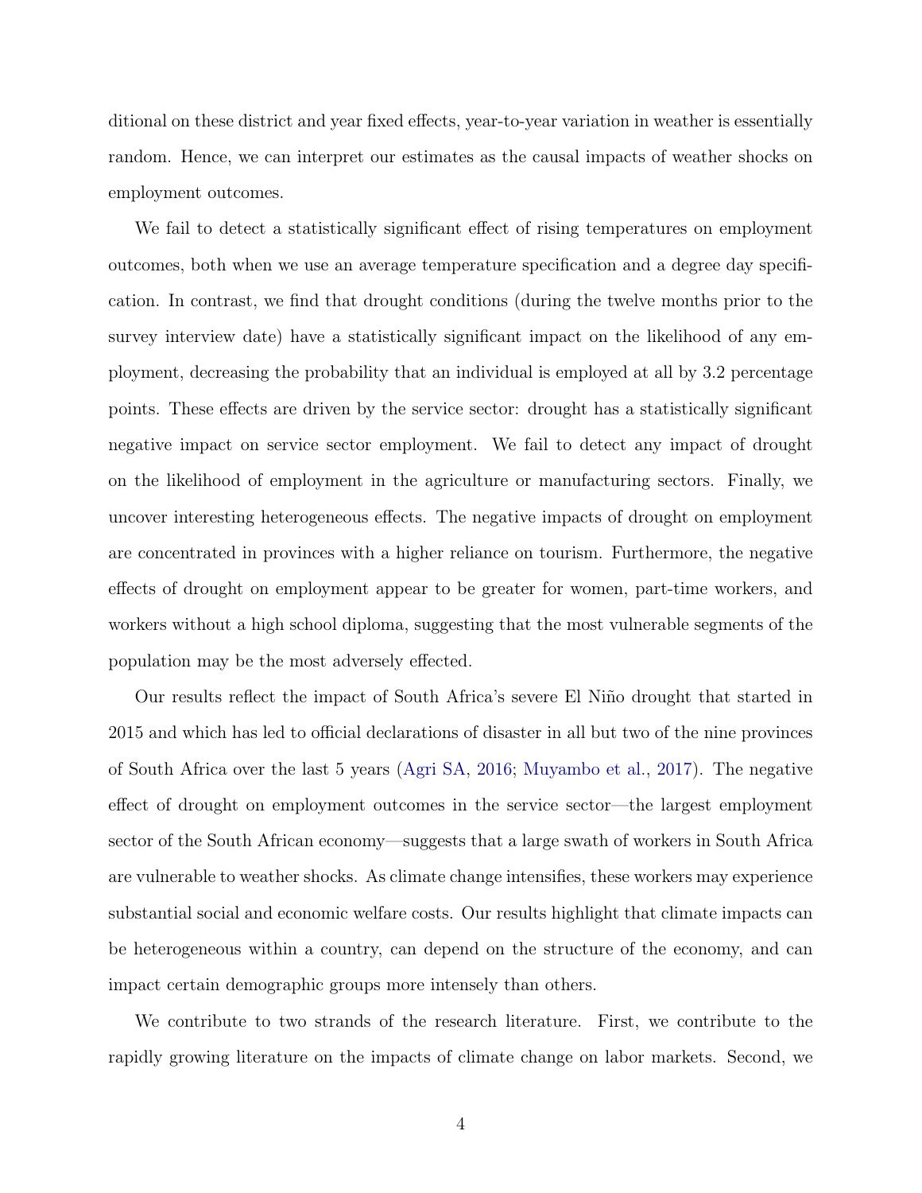ditional on these district and year fixed effects, year-to-year variation in weather is essentially random. Hence, we can interpret our estimates as the causal impacts of weather shocks on employment outcomes.

We fail to detect a statistically significant effect of rising temperatures on employment outcomes, both when we use an average temperature specification and a degree day specification. In contrast, we find that drought conditions (during the twelve months prior to the survey interview date) have a statistically significant impact on the likelihood of any employment, decreasing the probability that an individual is employed at all by 3.2 percentage points. These effects are driven by the service sector: drought has a statistically significant negative impact on service sector employment. We fail to detect any impact of drought on the likelihood of employment in the agriculture or manufacturing sectors. Finally, we uncover interesting heterogeneous effects. The negative impacts of drought on employment are concentrated in provinces with a higher reliance on tourism. Furthermore, the negative effects of drought on employment appear to be greater for women, part-time workers, and workers without a high school diploma, suggesting that the most vulnerable segments of the population may be the most adversely effected.

Our results reflect the impact of South Africa's severe El Niño drought that started in 2015 and which has led to official declarations of disaster in all but two of the nine provinces of South Africa over the last 5 years (Agri SA, 2016; Muyambo et al., 2017). The negative effect of drought on employment outcomes in the service sector—the largest employment sector of the South African economy—suggests that a large swath of workers in South Africa are vulnerable to weather shocks. As climate change intensifies, these workers may experience substantial social and economic welfare costs. Our results highlight that climate impacts can be heterogeneous within a country, can depend on the structure of the economy, and can impact certain demographic groups more intensely than others.

We contribute to two strands of the research literature. First, we contribute to the rapidly growing literature on the impacts of climate change on labor markets. Second, we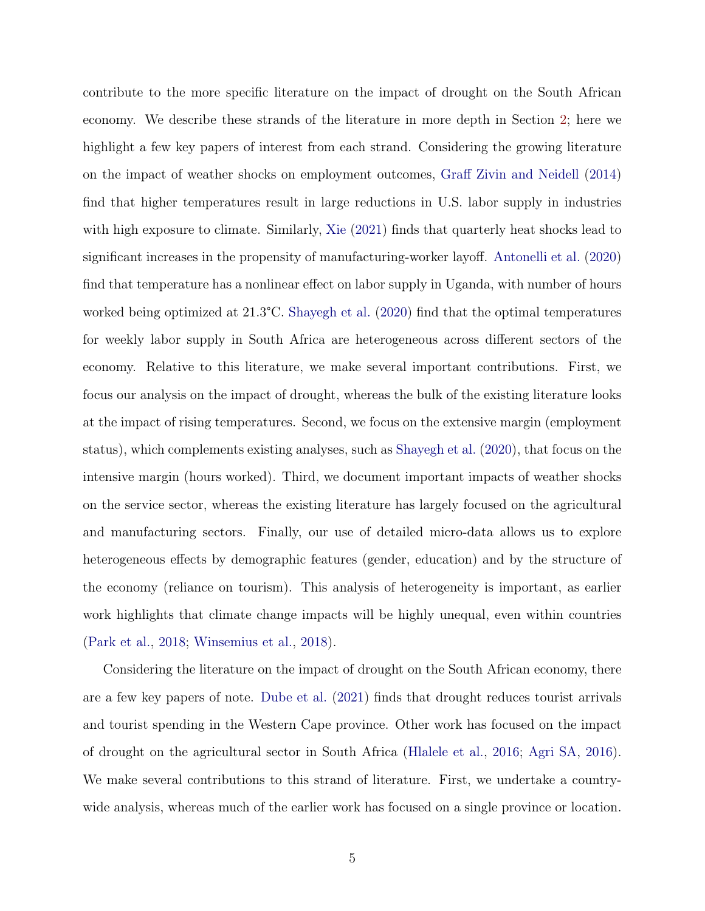contribute to the more specific literature on the impact of drought on the South African economy. We describe these strands of the literature in more depth in Section 2; here we highlight a few key papers of interest from each strand. Considering the growing literature on the impact of weather shocks on employment outcomes, Graff Zivin and Neidell (2014) find that higher temperatures result in large reductions in U.S. labor supply in industries with high exposure to climate. Similarly, Xie (2021) finds that quarterly heat shocks lead to significant increases in the propensity of manufacturing-worker layoff. Antonelli et al. (2020) find that temperature has a nonlinear effect on labor supply in Uganda, with number of hours worked being optimized at 21.3°C. Shayegh et al. (2020) find that the optimal temperatures for weekly labor supply in South Africa are heterogeneous across different sectors of the economy. Relative to this literature, we make several important contributions. First, we focus our analysis on the impact of drought, whereas the bulk of the existing literature looks at the impact of rising temperatures. Second, we focus on the extensive margin (employment status), which complements existing analyses, such as Shayegh et al. (2020), that focus on the intensive margin (hours worked). Third, we document important impacts of weather shocks on the service sector, whereas the existing literature has largely focused on the agricultural and manufacturing sectors. Finally, our use of detailed micro-data allows us to explore heterogeneous effects by demographic features (gender, education) and by the structure of the economy (reliance on tourism). This analysis of heterogeneity is important, as earlier work highlights that climate change impacts will be highly unequal, even within countries (Park et al., 2018; Winsemius et al., 2018).

Considering the literature on the impact of drought on the South African economy, there are a few key papers of note. Dube et al. (2021) finds that drought reduces tourist arrivals and tourist spending in the Western Cape province. Other work has focused on the impact of drought on the agricultural sector in South Africa (Hlalele et al., 2016; Agri SA, 2016). We make several contributions to this strand of literature. First, we undertake a country-wide analysis, whereas much of the earlier work has focused on a single province or location.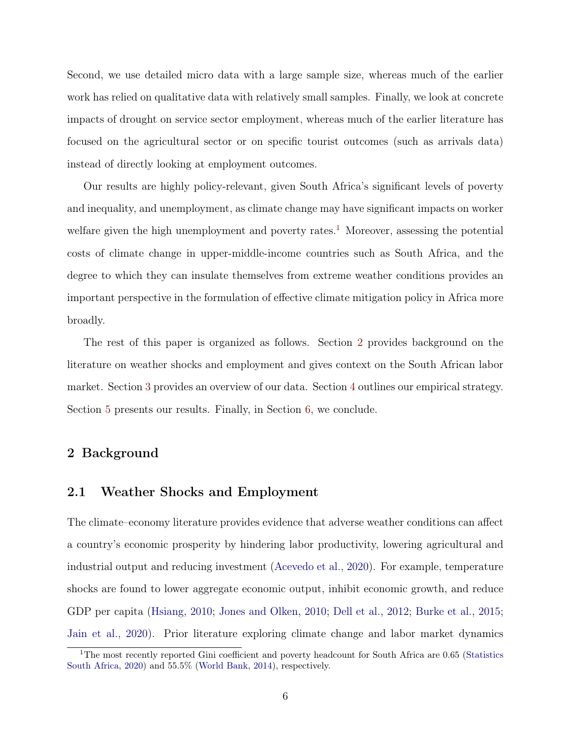Second, we use detailed micro data with a large sample size, whereas much of the earlier work has relied on qualitative data with relatively small samples. Finally, we look at concrete impacts of drought on service sector employment, whereas much of the earlier literature has focused on the agricultural sector or on specific tourist outcomes (such as arrivals data) instead of directly looking at employment outcomes.

Our results are highly policy-relevant, given South Africa's significant levels of poverty and inequality, and unemployment, as climate change may have significant impacts on worker welfare given the high unemployment and poverty rates.[1] Moreover, assessing the potential costs of climate change in upper-middle-income countries such as South Africa, and the degree to which they can insulate themselves from extreme weather conditions provides an important perspective in the formulation of effective climate mitigation policy in Africa more broadly.

The rest of this paper is organized as follows. Section 2 provides background on the literature on weather shocks and employment and gives context on the South African labor market. Section 3 provides an overview of our data. Section 4 outlines our empirical strategy. Section 5 presents our results. Finally, in Section 6, we conclude.

## 2 Background

### 2.1 Weather Shocks and Employment

The climate–economy literature provides evidence that adverse weather conditions can affect a country's economic prosperity by hindering labor productivity, lowering agricultural and industrial output and reducing investment (Acevedo et al., 2020). For example, temperature shocks are found to lower aggregate economic output, inhibit economic growth, and reduce GDP per capita (Hsiang, 2010; Jones and Olken, 2010; Dell et al., 2012; Burke et al., 2015; Jain et al., 2020). Prior literature exploring climate change and labor market dynamics

[1] The most recently reported Gini coefficient and poverty headcount for South Africa are 0.65 (Statistics South Africa, 2020) and 55.5% (World Bank, 2014), respectively.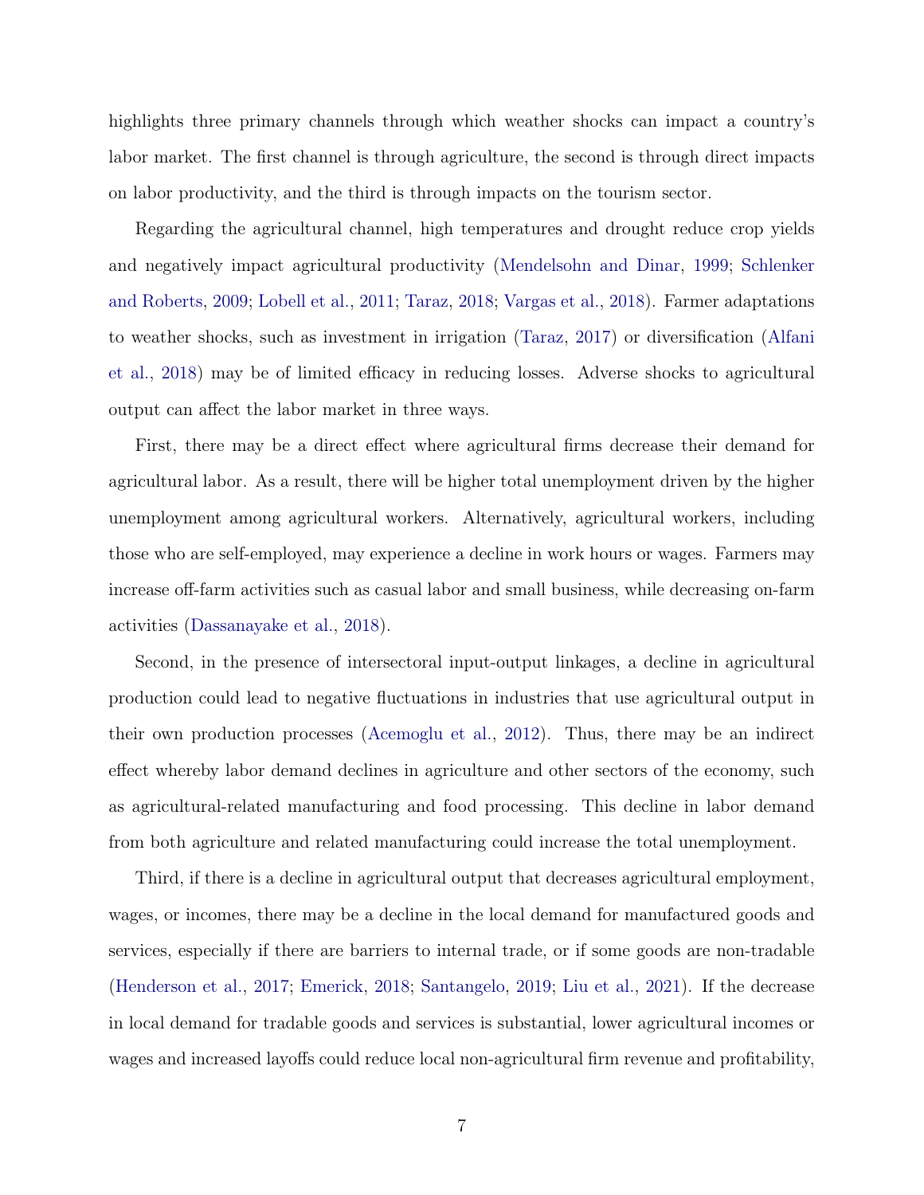highlights three primary channels through which weather shocks can impact a country's labor market. The first channel is through agriculture, the second is through direct impacts on labor productivity, and the third is through impacts on the tourism sector.

Regarding the agricultural channel, high temperatures and drought reduce crop yields and negatively impact agricultural productivity (Mendelsohn and Dinar, 1999; Schlenker and Roberts, 2009; Lobell et al., 2011; Taraz, 2018; Vargas et al., 2018). Farmer adaptations to weather shocks, such as investment in irrigation (Taraz, 2017) or diversification (Alfani et al., 2018) may be of limited efficacy in reducing losses. Adverse shocks to agricultural output can affect the labor market in three ways.

First, there may be a direct effect where agricultural firms decrease their demand for agricultural labor. As a result, there will be higher total unemployment driven by the higher unemployment among agricultural workers. Alternatively, agricultural workers, including those who are self-employed, may experience a decline in work hours or wages. Farmers may increase off-farm activities such as casual labor and small business, while decreasing on-farm activities (Dassanayake et al., 2018).

Second, in the presence of intersectoral input-output linkages, a decline in agricultural production could lead to negative fluctuations in industries that use agricultural output in their own production processes (Acemoglu et al., 2012). Thus, there may be an indirect effect whereby labor demand declines in agriculture and other sectors of the economy, such as agricultural-related manufacturing and food processing. This decline in labor demand from both agriculture and related manufacturing could increase the total unemployment.

Third, if there is a decline in agricultural output that decreases agricultural employment, wages, or incomes, there may be a decline in the local demand for manufactured goods and services, especially if there are barriers to internal trade, or if some goods are non-tradable (Henderson et al., 2017; Emerick, 2018; Santangelo, 2019; Liu et al., 2021). If the decrease in local demand for tradable goods and services is substantial, lower agricultural incomes or wages and increased layoffs could reduce local non-agricultural firm revenue and profitability,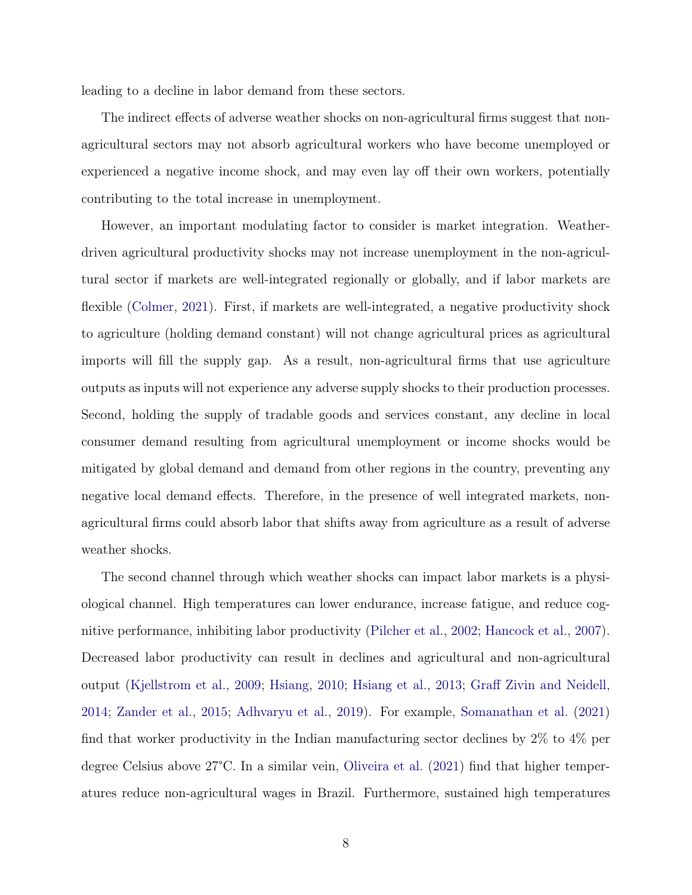leading to a decline in labor demand from these sectors.

The indirect effects of adverse weather shocks on non-agricultural firms suggest that non-agricultural sectors may not absorb agricultural workers who have become unemployed or experienced a negative income shock, and may even lay off their own workers, potentially contributing to the total increase in unemployment.

However, an important modulating factor to consider is market integration. Weather-driven agricultural productivity shocks may not increase unemployment in the non-agricultural sector if markets are well-integrated regionally or globally, and if labor markets are flexible (Colmer, 2021). First, if markets are well-integrated, a negative productivity shock to agriculture (holding demand constant) will not change agricultural prices as agricultural imports will fill the supply gap. As a result, non-agricultural firms that use agriculture outputs as inputs will not experience any adverse supply shocks to their production processes. Second, holding the supply of tradable goods and services constant, any decline in local consumer demand resulting from agricultural unemployment or income shocks would be mitigated by global demand and demand from other regions in the country, preventing any negative local demand effects. Therefore, in the presence of well integrated markets, non-agricultural firms could absorb labor that shifts away from agriculture as a result of adverse weather shocks.

The second channel through which weather shocks can impact labor markets is a physiological channel. High temperatures can lower endurance, increase fatigue, and reduce cognitive performance, inhibiting labor productivity (Pilcher et al., 2002; Hancock et al., 2007). Decreased labor productivity can result in declines and agricultural and non-agricultural output (Kjellstrom et al., 2009; Hsiang, 2010; Hsiang et al., 2013; Graff Zivin and Neidell, 2014; Zander et al., 2015; Adhvaryu et al., 2019). For example, Somanathan et al. (2021) find that worker productivity in the Indian manufacturing sector declines by 2% to 4% per degree Celsius above 27°C. In a similar vein, Oliveira et al. (2021) find that higher temperatures reduce non-agricultural wages in Brazil. Furthermore, sustained high temperatures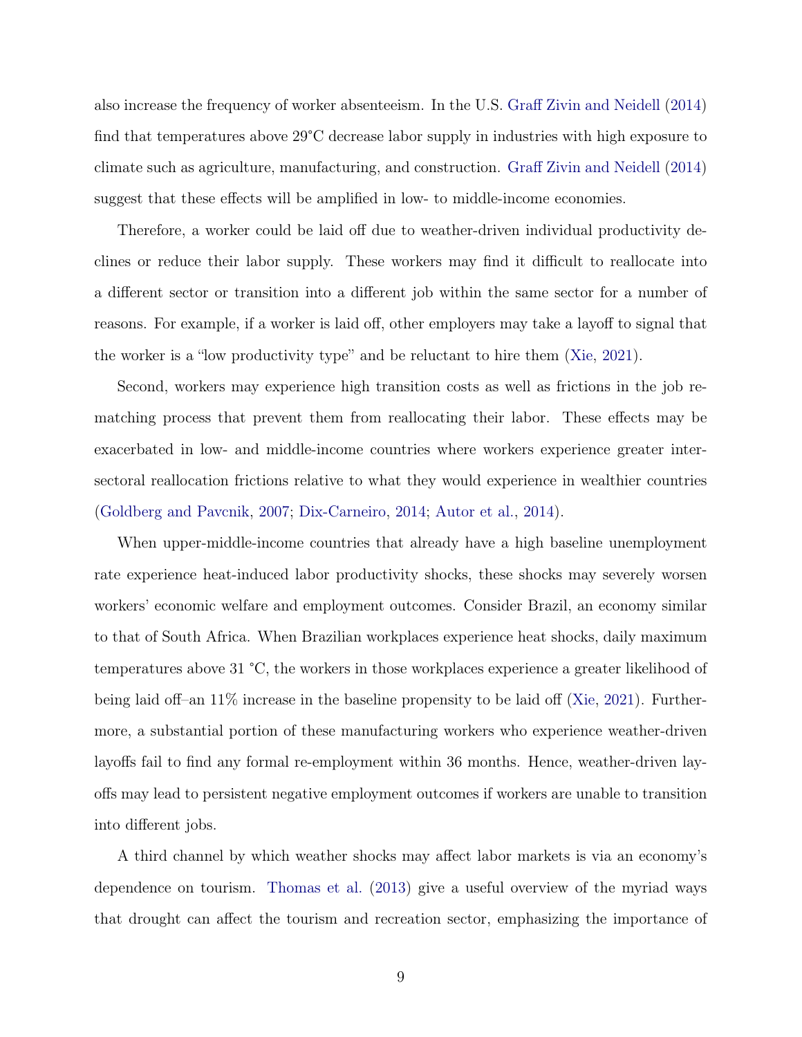also increase the frequency of worker absenteeism. In the U.S. Graff Zivin and Neidell (2014) find that temperatures above 29°C decrease labor supply in industries with high exposure to climate such as agriculture, manufacturing, and construction. Graff Zivin and Neidell (2014) suggest that these effects will be amplified in low- to middle-income economies.

Therefore, a worker could be laid off due to weather-driven individual productivity declines or reduce their labor supply. These workers may find it difficult to reallocate into a different sector or transition into a different job within the same sector for a number of reasons. For example, if a worker is laid off, other employers may take a layoff to signal that the worker is a "low productivity type" and be reluctant to hire them (Xie, 2021).

Second, workers may experience high transition costs as well as frictions in the job rematching process that prevent them from reallocating their labor. These effects may be exacerbated in low- and middle-income countries where workers experience greater intersectoral reallocation frictions relative to what they would experience in wealthier countries (Goldberg and Pavcnik, 2007; Dix-Carneiro, 2014; Autor et al., 2014).

When upper-middle-income countries that already have a high baseline unemployment rate experience heat-induced labor productivity shocks, these shocks may severely worsen workers' economic welfare and employment outcomes. Consider Brazil, an economy similar to that of South Africa. When Brazilian workplaces experience heat shocks, daily maximum temperatures above 31 °C, the workers in those workplaces experience a greater likelihood of being laid off–an 11% increase in the baseline propensity to be laid off (Xie, 2021). Furthermore, a substantial portion of these manufacturing workers who experience weather-driven layoffs fail to find any formal re-employment within 36 months. Hence, weather-driven layoffs may lead to persistent negative employment outcomes if workers are unable to transition into different jobs.

A third channel by which weather shocks may affect labor markets is via an economy's dependence on tourism. Thomas et al. (2013) give a useful overview of the myriad ways that drought can affect the tourism and recreation sector, emphasizing the importance of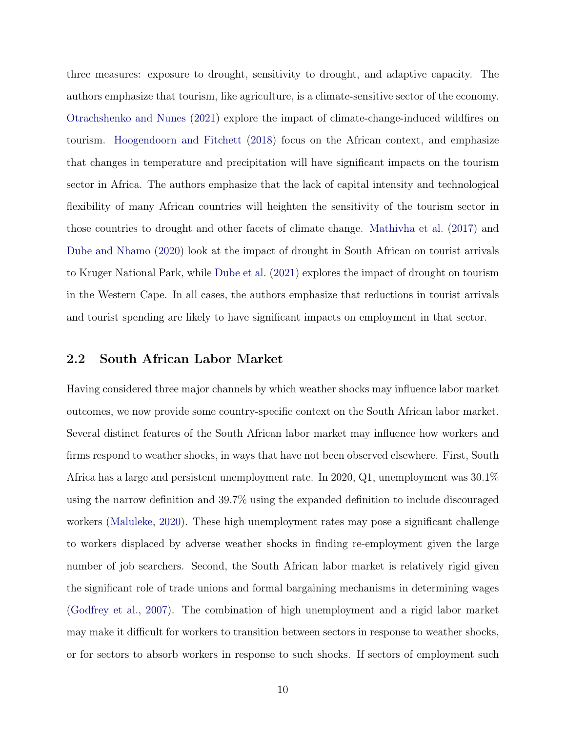three measures: exposure to drought, sensitivity to drought, and adaptive capacity. The authors emphasize that tourism, like agriculture, is a climate-sensitive sector of the economy. Otrachshenko and Nunes (2021) explore the impact of climate-change-induced wildfires on tourism. Hoogendoorn and Fitchett (2018) focus on the African context, and emphasize that changes in temperature and precipitation will have significant impacts on the tourism sector in Africa. The authors emphasize that the lack of capital intensity and technological flexibility of many African countries will heighten the sensitivity of the tourism sector in those countries to drought and other facets of climate change. Mathivha et al. (2017) and Dube and Nhamo (2020) look at the impact of drought in South African on tourist arrivals to Kruger National Park, while Dube et al. (2021) explores the impact of drought on tourism in the Western Cape. In all cases, the authors emphasize that reductions in tourist arrivals and tourist spending are likely to have significant impacts on employment in that sector.

## 2.2 South African Labor Market

Having considered three major channels by which weather shocks may influence labor market outcomes, we now provide some country-specific context on the South African labor market. Several distinct features of the South African labor market may influence how workers and firms respond to weather shocks, in ways that have not been observed elsewhere. First, South Africa has a large and persistent unemployment rate. In 2020, Q1, unemployment was 30.1% using the narrow definition and 39.7% using the expanded definition to include discouraged workers (Maluleke, 2020). These high unemployment rates may pose a significant challenge to workers displaced by adverse weather shocks in finding re-employment given the large number of job searchers. Second, the South African labor market is relatively rigid given the significant role of trade unions and formal bargaining mechanisms in determining wages (Godfrey et al., 2007). The combination of high unemployment and a rigid labor market may make it difficult for workers to transition between sectors in response to weather shocks, or for sectors to absorb workers in response to such shocks. If sectors of employment such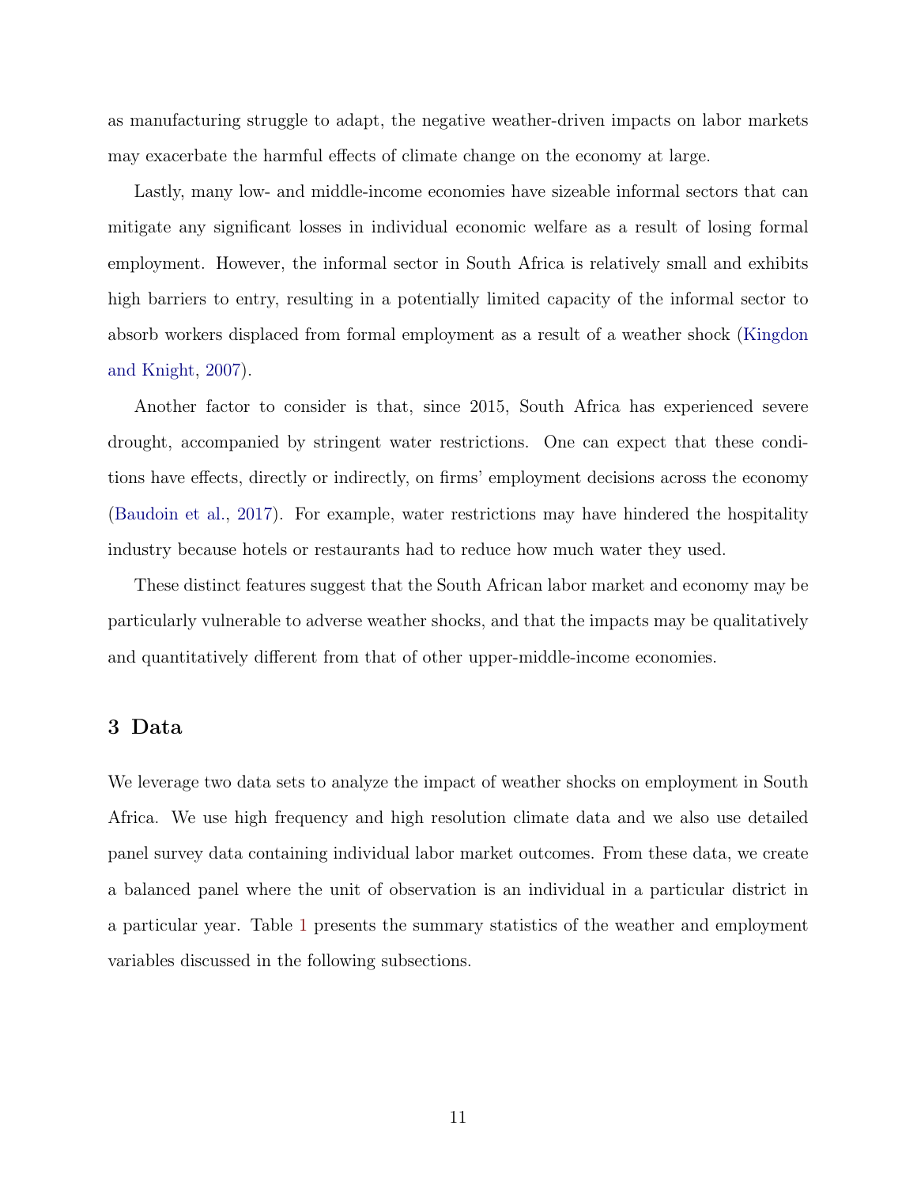as manufacturing struggle to adapt, the negative weather-driven impacts on labor markets may exacerbate the harmful effects of climate change on the economy at large.

Lastly, many low- and middle-income economies have sizeable informal sectors that can mitigate any significant losses in individual economic welfare as a result of losing formal employment. However, the informal sector in South Africa is relatively small and exhibits high barriers to entry, resulting in a potentially limited capacity of the informal sector to absorb workers displaced from formal employment as a result of a weather shock (Kingdon and Knight, 2007).

Another factor to consider is that, since 2015, South Africa has experienced severe drought, accompanied by stringent water restrictions. One can expect that these conditions have effects, directly or indirectly, on firms' employment decisions across the economy (Baudoin et al., 2017). For example, water restrictions may have hindered the hospitality industry because hotels or restaurants had to reduce how much water they used.

These distinct features suggest that the South African labor market and economy may be particularly vulnerable to adverse weather shocks, and that the impacts may be qualitatively and quantitatively different from that of other upper-middle-income economies.

## 3 Data

We leverage two data sets to analyze the impact of weather shocks on employment in South Africa. We use high frequency and high resolution climate data and we also use detailed panel survey data containing individual labor market outcomes. From these data, we create a balanced panel where the unit of observation is an individual in a particular district in a particular year. Table 1 presents the summary statistics of the weather and employment variables discussed in the following subsections.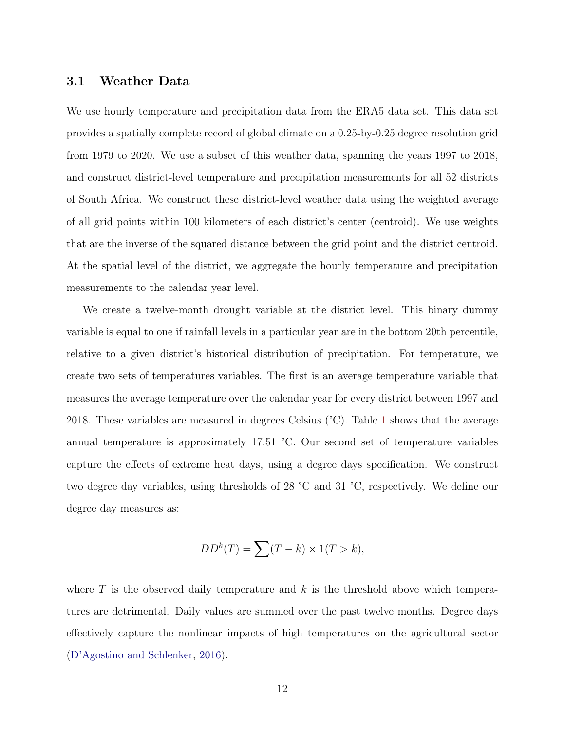### 3.1 Weather Data

We use hourly temperature and precipitation data from the ERA5 data set. This data set provides a spatially complete record of global climate on a 0.25-by-0.25 degree resolution grid from 1979 to 2020. We use a subset of this weather data, spanning the years 1997 to 2018, and construct district-level temperature and precipitation measurements for all 52 districts of South Africa. We construct these district-level weather data using the weighted average of all grid points within 100 kilometers of each district's center (centroid). We use weights that are the inverse of the squared distance between the grid point and the district centroid. At the spatial level of the district, we aggregate the hourly temperature and precipitation measurements to the calendar year level.

We create a twelve-month drought variable at the district level. This binary dummy variable is equal to one if rainfall levels in a particular year are in the bottom 20th percentile, relative to a given district's historical distribution of precipitation. For temperature, we create two sets of temperatures variables. The first is an average temperature variable that measures the average temperature over the calendar year for every district between 1997 and 2018. These variables are measured in degrees Celsius (°C). Table 1 shows that the average annual temperature is approximately 17.51 °C. Our second set of temperature variables capture the effects of extreme heat days, using a degree days specification. We construct two degree day variables, using thresholds of 28 °C and 31 °C, respectively. We define our degree day measures as:

$$DD^k(T) = \sum (T - k) \times 1(T > k),$$

where $T$ is the observed daily temperature and $k$ is the threshold above which temperatures are detrimental. Daily values are summed over the past twelve months. Degree days effectively capture the nonlinear impacts of high temperatures on the agricultural sector (D'Agostino and Schlenker, 2016).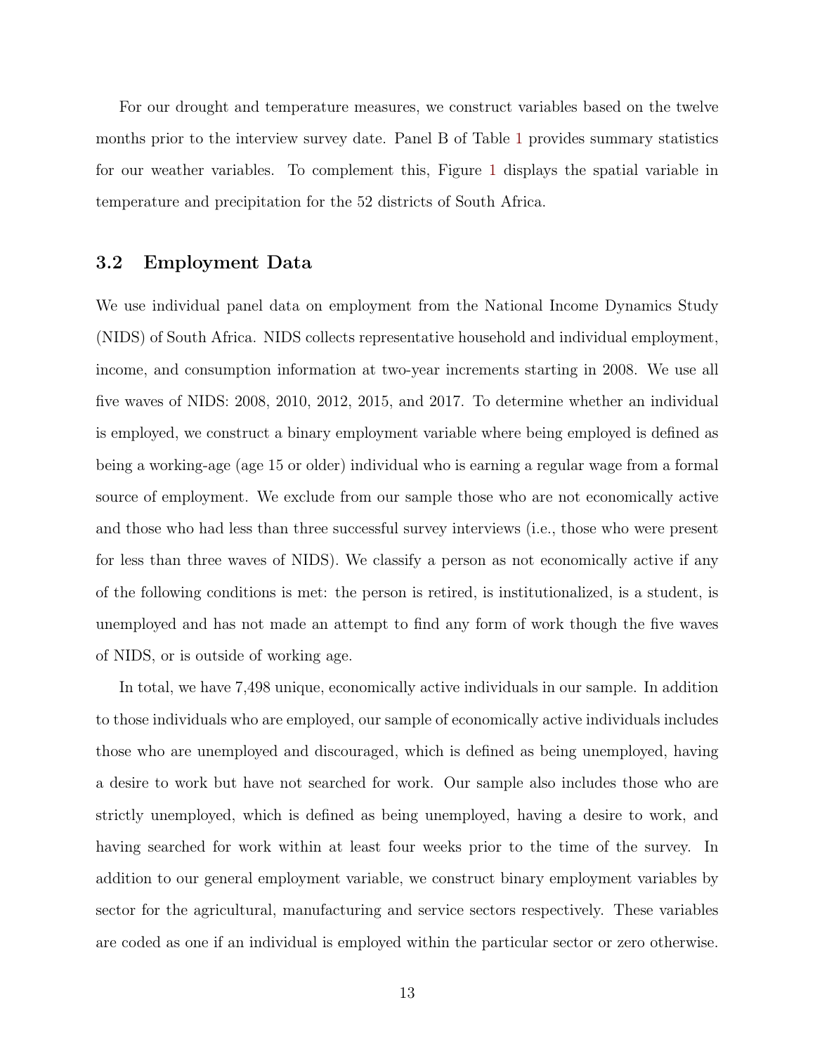For our drought and temperature measures, we construct variables based on the twelve months prior to the interview survey date. Panel B of Table 1 provides summary statistics for our weather variables. To complement this, Figure 1 displays the spatial variable in temperature and precipitation for the 52 districts of South Africa.

## 3.2 Employment Data

We use individual panel data on employment from the National Income Dynamics Study (NIDS) of South Africa. NIDS collects representative household and individual employment, income, and consumption information at two-year increments starting in 2008. We use all five waves of NIDS: 2008, 2010, 2012, 2015, and 2017. To determine whether an individual is employed, we construct a binary employment variable where being employed is defined as being a working-age (age 15 or older) individual who is earning a regular wage from a formal source of employment. We exclude from our sample those who are not economically active and those who had less than three successful survey interviews (i.e., those who were present for less than three waves of NIDS). We classify a person as not economically active if any of the following conditions is met: the person is retired, is institutionalized, is a student, is unemployed and has not made an attempt to find any form of work though the five waves of NIDS, or is outside of working age.

In total, we have 7,498 unique, economically active individuals in our sample. In addition to those individuals who are employed, our sample of economically active individuals includes those who are unemployed and discouraged, which is defined as being unemployed, having a desire to work but have not searched for work. Our sample also includes those who are strictly unemployed, which is defined as being unemployed, having a desire to work, and having searched for work within at least four weeks prior to the time of the survey. In addition to our general employment variable, we construct binary employment variables by sector for the agricultural, manufacturing and service sectors respectively. These variables are coded as one if an individual is employed within the particular sector or zero otherwise.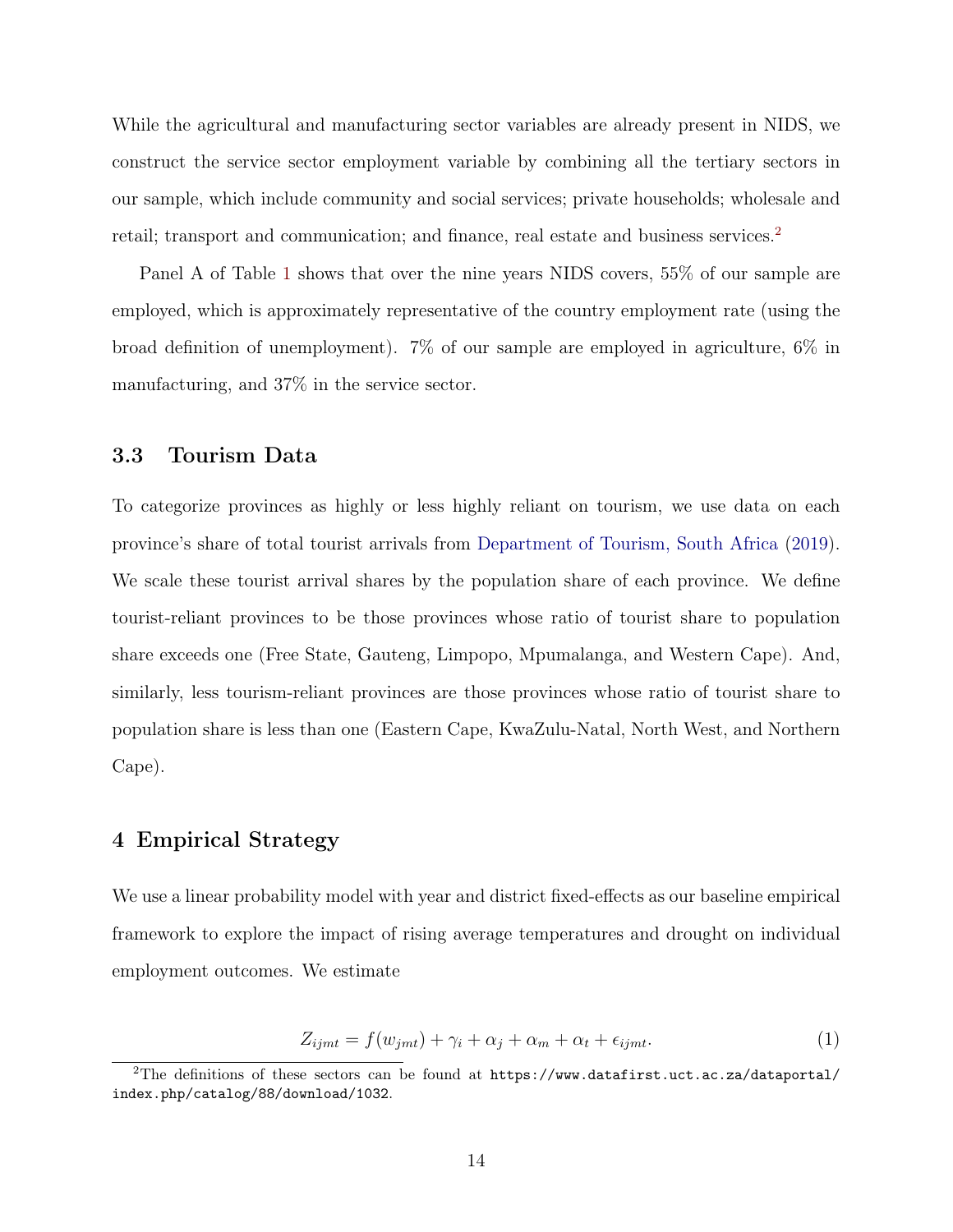While the agricultural and manufacturing sector variables are already present in NIDS, we construct the service sector employment variable by combining all the tertiary sectors in our sample, which include community and social services; private households; wholesale and retail; transport and communication; and finance, real estate and business services.[2]

Panel A of Table 1 shows that over the nine years NIDS covers, 55% of our sample are employed, which is approximately representative of the country employment rate (using the broad definition of unemployment). 7% of our sample are employed in agriculture, 6% in manufacturing, and 37% in the service sector.

### 3.3 Tourism Data

To categorize provinces as highly or less highly reliant on tourism, we use data on each province's share of total tourist arrivals from Department of Tourism, South Africa (2019). We scale these tourist arrival shares by the population share of each province. We define tourist-reliant provinces to be those provinces whose ratio of tourist share to population share exceeds one (Free State, Gauteng, Limpopo, Mpumalanga, and Western Cape). And, similarly, less tourism-reliant provinces are those provinces whose ratio of tourist share to population share is less than one (Eastern Cape, KwaZulu-Natal, North West, and Northern Cape).

## 4 Empirical Strategy

We use a linear probability model with year and district fixed-effects as our baseline empirical framework to explore the impact of rising average temperatures and drought on individual employment outcomes. We estimate

$$Z_{ijmt} = f(w_{jmt}) + \gamma_i + \alpha_j + \alpha_m + \alpha_t + \epsilon_{ijmt}. \tag{1}$$

[2] The definitions of these sectors can be found at https://www.datafirst.uct.ac.za/dataportal/index.php/catalog/88/download/1032.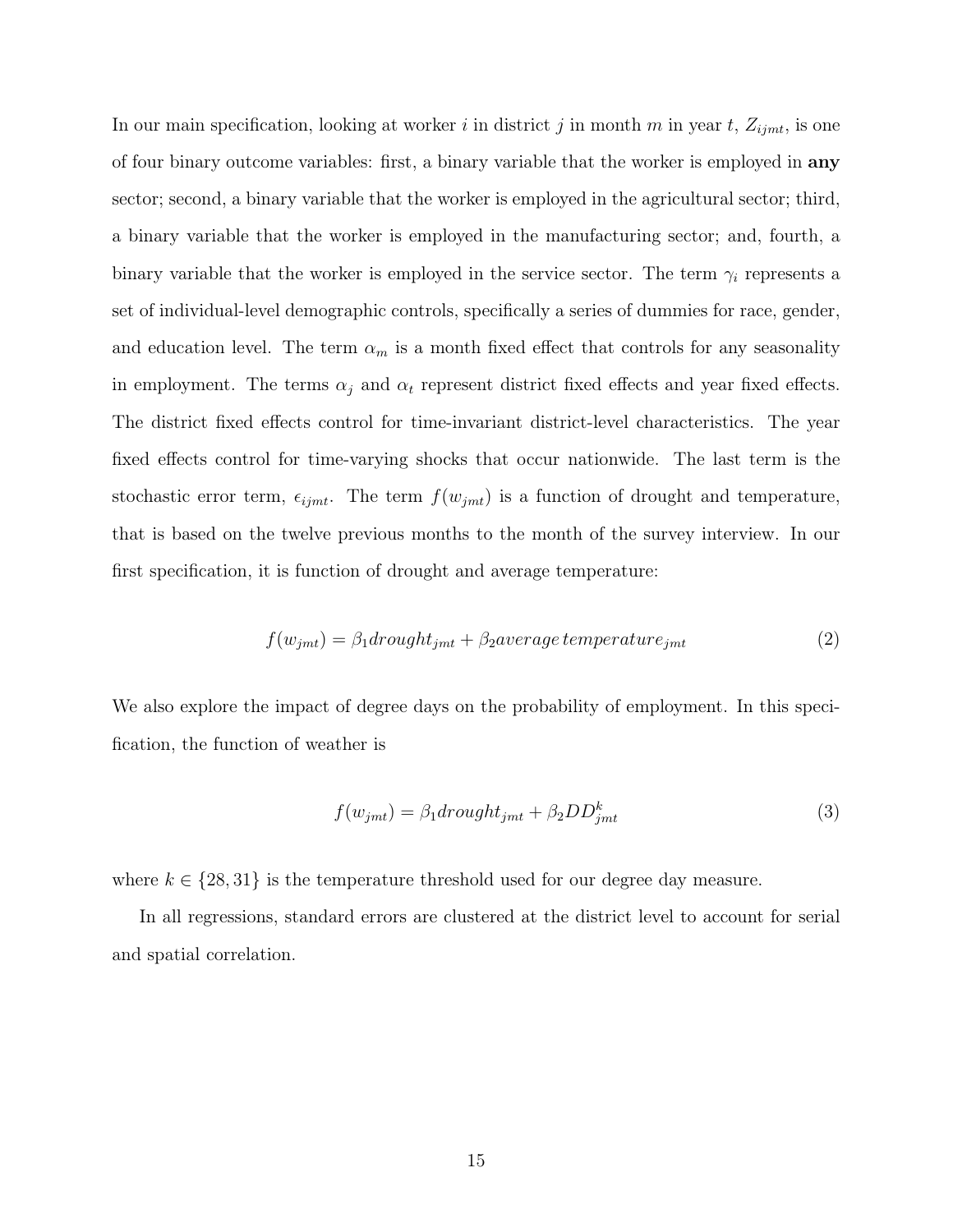In our main specification, looking at worker $i$ in district $j$ in month $m$ in year $t$, $Z_{ijmt}$, is one of four binary outcome variables: first, a binary variable that the worker is employed in **any** sector; second, a binary variable that the worker is employed in the agricultural sector; third, a binary variable that the worker is employed in the manufacturing sector; and, fourth, a binary variable that the worker is employed in the service sector. The term $\gamma_i$ represents a set of individual-level demographic controls, specifically a series of dummies for race, gender, and education level. The term $\alpha_m$ is a month fixed effect that controls for any seasonality in employment. The terms $\alpha_j$ and $\alpha_t$ represent district fixed effects and year fixed effects. The district fixed effects control for time-invariant district-level characteristics. The year fixed effects control for time-varying shocks that occur nationwide. The last term is the stochastic error term, $\epsilon_{ijmt}$. The term $f(w_{jmt})$ is a function of drought and temperature, that is based on the twelve previous months to the month of the survey interview. In our first specification, it is function of drought and average temperature:

$$f(w_{jmt}) = \beta_1 drought_{jmt} + \beta_2 average\, temperature_{jmt} \tag{2}$$

We also explore the impact of degree days on the probability of employment. In this specification, the function of weather is

$$f(w_{jmt}) = \beta_1 drought_{jmt} + \beta_2 DD^k_{jmt} \tag{3}$$

where $k \in \{28, 31\}$ is the temperature threshold used for our degree day measure.

In all regressions, standard errors are clustered at the district level to account for serial and spatial correlation.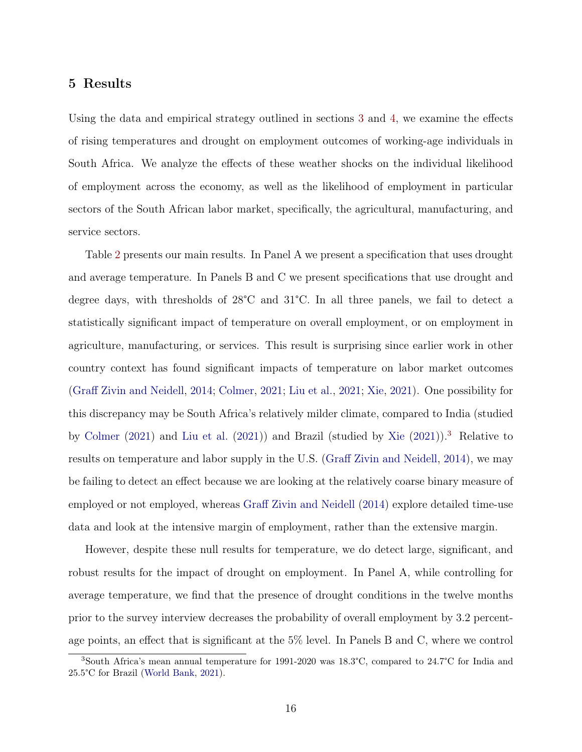## 5 Results

Using the data and empirical strategy outlined in sections 3 and 4, we examine the effects of rising temperatures and drought on employment outcomes of working-age individuals in South Africa. We analyze the effects of these weather shocks on the individual likelihood of employment across the economy, as well as the likelihood of employment in particular sectors of the South African labor market, specifically, the agricultural, manufacturing, and service sectors.

Table 2 presents our main results. In Panel A we present a specification that uses drought and average temperature. In Panels B and C we present specifications that use drought and degree days, with thresholds of 28°C and 31°C. In all three panels, we fail to detect a statistically significant impact of temperature on overall employment, or on employment in agriculture, manufacturing, or services. This result is surprising since earlier work in other country context has found significant impacts of temperature on labor market outcomes (Graff Zivin and Neidell, 2014; Colmer, 2021; Liu et al., 2021; Xie, 2021). One possibility for this discrepancy may be South Africa's relatively milder climate, compared to India (studied by Colmer (2021) and Liu et al. (2021)) and Brazil (studied by Xie (2021)).[3] Relative to results on temperature and labor supply in the U.S. (Graff Zivin and Neidell, 2014), we may be failing to detect an effect because we are looking at the relatively coarse binary measure of employed or not employed, whereas Graff Zivin and Neidell (2014) explore detailed time-use data and look at the intensive margin of employment, rather than the extensive margin.

However, despite these null results for temperature, we do detect large, significant, and robust results for the impact of drought on employment. In Panel A, while controlling for average temperature, we find that the presence of drought conditions in the twelve months prior to the survey interview decreases the probability of overall employment by 3.2 percentage points, an effect that is significant at the 5% level. In Panels B and C, where we control

[3] South Africa's mean annual temperature for 1991-2020 was 18.3°C, compared to 24.7°C for India and 25.5°C for Brazil (World Bank, 2021).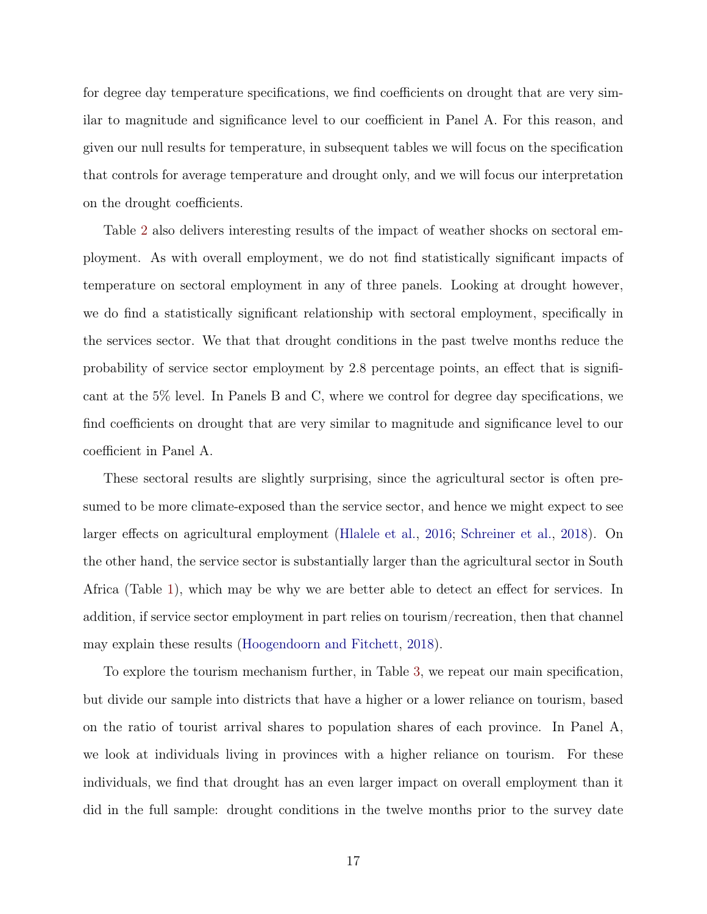for degree day temperature specifications, we find coefficients on drought that are very similar to magnitude and significance level to our coefficient in Panel A. For this reason, and given our null results for temperature, in subsequent tables we will focus on the specification that controls for average temperature and drought only, and we will focus our interpretation on the drought coefficients.

Table 2 also delivers interesting results of the impact of weather shocks on sectoral employment. As with overall employment, we do not find statistically significant impacts of temperature on sectoral employment in any of three panels. Looking at drought however, we do find a statistically significant relationship with sectoral employment, specifically in the services sector. We that that drought conditions in the past twelve months reduce the probability of service sector employment by 2.8 percentage points, an effect that is significant at the 5% level. In Panels B and C, where we control for degree day specifications, we find coefficients on drought that are very similar to magnitude and significance level to our coefficient in Panel A.

These sectoral results are slightly surprising, since the agricultural sector is often presumed to be more climate-exposed than the service sector, and hence we might expect to see larger effects on agricultural employment (Hlalele et al., 2016; Schreiner et al., 2018). On the other hand, the service sector is substantially larger than the agricultural sector in South Africa (Table 1), which may be why we are better able to detect an effect for services. In addition, if service sector employment in part relies on tourism/recreation, then that channel may explain these results (Hoogendoorn and Fitchett, 2018).

To explore the tourism mechanism further, in Table 3, we repeat our main specification, but divide our sample into districts that have a higher or a lower reliance on tourism, based on the ratio of tourist arrival shares to population shares of each province. In Panel A, we look at individuals living in provinces with a higher reliance on tourism. For these individuals, we find that drought has an even larger impact on overall employment than it did in the full sample: drought conditions in the twelve months prior to the survey date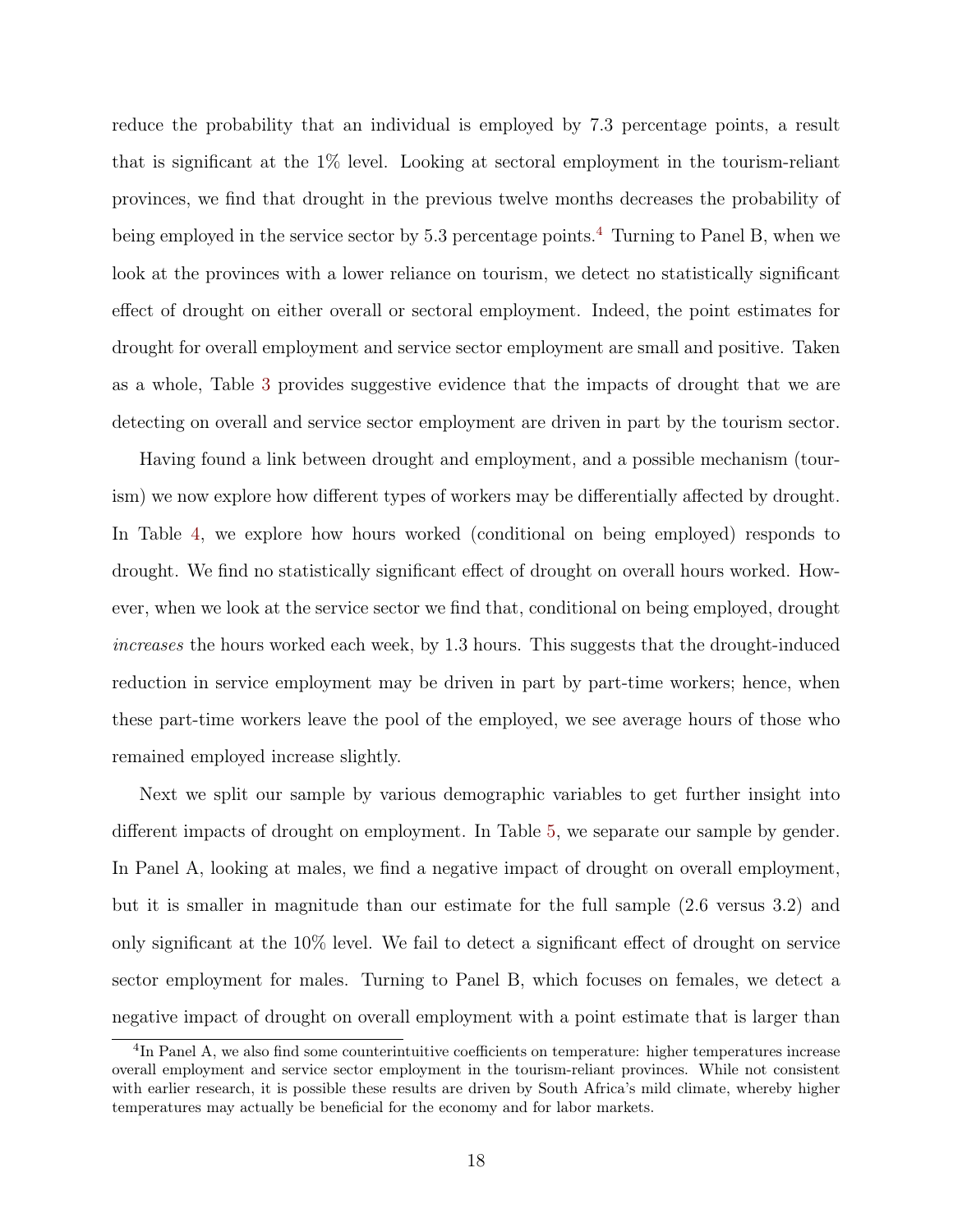reduce the probability that an individual is employed by 7.3 percentage points, a result that is significant at the 1% level. Looking at sectoral employment in the tourism-reliant provinces, we find that drought in the previous twelve months decreases the probability of being employed in the service sector by 5.3 percentage points.[4] Turning to Panel B, when we look at the provinces with a lower reliance on tourism, we detect no statistically significant effect of drought on either overall or sectoral employment. Indeed, the point estimates for drought for overall employment and service sector employment are small and positive. Taken as a whole, Table 3 provides suggestive evidence that the impacts of drought that we are detecting on overall and service sector employment are driven in part by the tourism sector.

Having found a link between drought and employment, and a possible mechanism (tourism) we now explore how different types of workers may be differentially affected by drought. In Table 4, we explore how hours worked (conditional on being employed) responds to drought. We find no statistically significant effect of drought on overall hours worked. However, when we look at the service sector we find that, conditional on being employed, drought *increases* the hours worked each week, by 1.3 hours. This suggests that the drought-induced reduction in service employment may be driven in part by part-time workers; hence, when these part-time workers leave the pool of the employed, we see average hours of those who remained employed increase slightly.

Next we split our sample by various demographic variables to get further insight into different impacts of drought on employment. In Table 5, we separate our sample by gender. In Panel A, looking at males, we find a negative impact of drought on overall employment, but it is smaller in magnitude than our estimate for the full sample (2.6 versus 3.2) and only significant at the 10% level. We fail to detect a significant effect of drought on service sector employment for males. Turning to Panel B, which focuses on females, we detect a negative impact of drought on overall employment with a point estimate that is larger than

[4] In Panel A, we also find some counterintuitive coefficients on temperature: higher temperatures increase overall employment and service sector employment in the tourism-reliant provinces. While not consistent with earlier research, it is possible these results are driven by South Africa's mild climate, whereby higher temperatures may actually be beneficial for the economy and for labor markets.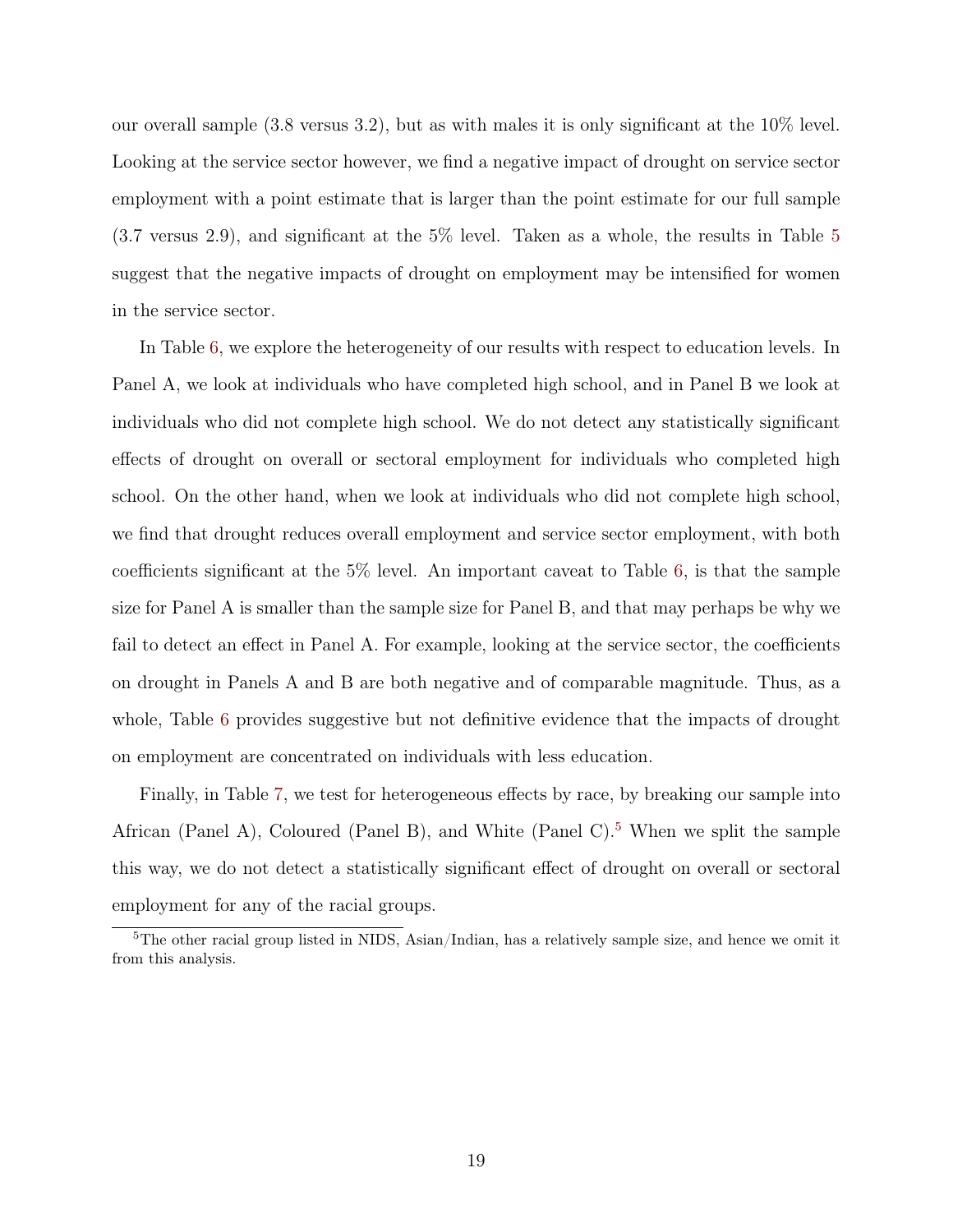our overall sample (3.8 versus 3.2), but as with males it is only significant at the 10% level. Looking at the service sector however, we find a negative impact of drought on service sector employment with a point estimate that is larger than the point estimate for our full sample (3.7 versus 2.9), and significant at the 5% level. Taken as a whole, the results in Table 5 suggest that the negative impacts of drought on employment may be intensified for women in the service sector.

In Table 6, we explore the heterogeneity of our results with respect to education levels. In Panel A, we look at individuals who have completed high school, and in Panel B we look at individuals who did not complete high school. We do not detect any statistically significant effects of drought on overall or sectoral employment for individuals who completed high school. On the other hand, when we look at individuals who did not complete high school, we find that drought reduces overall employment and service sector employment, with both coefficients significant at the 5% level. An important caveat to Table 6, is that the sample size for Panel A is smaller than the sample size for Panel B, and that may perhaps be why we fail to detect an effect in Panel A. For example, looking at the service sector, the coefficients on drought in Panels A and B are both negative and of comparable magnitude. Thus, as a whole, Table 6 provides suggestive but not definitive evidence that the impacts of drought on employment are concentrated on individuals with less education.

Finally, in Table 7, we test for heterogeneous effects by race, by breaking our sample into African (Panel A), Coloured (Panel B), and White (Panel C).[5] When we split the sample this way, we do not detect a statistically significant effect of drought on overall or sectoral employment for any of the racial groups.

[5]The other racial group listed in NIDS, Asian/Indian, has a relatively sample size, and hence we omit it from this analysis.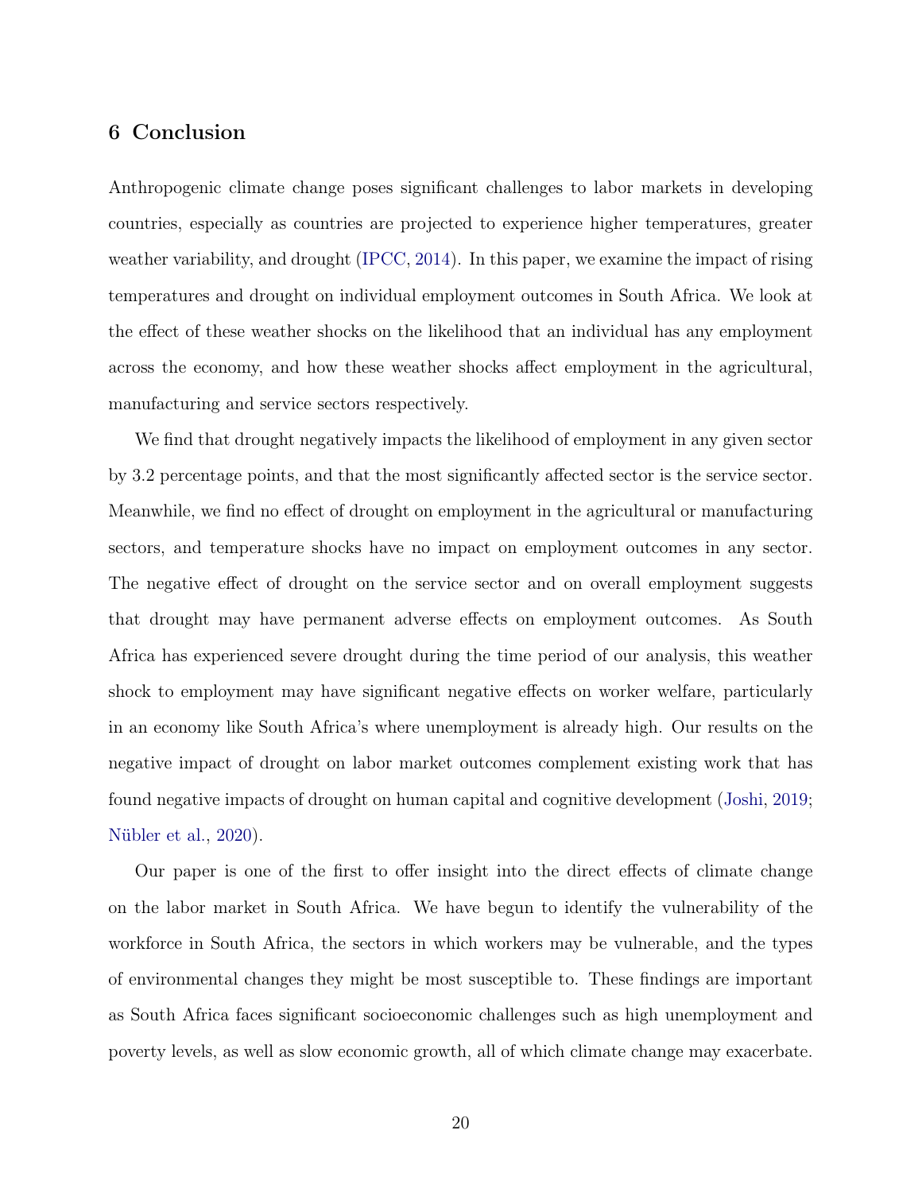## 6 Conclusion

Anthropogenic climate change poses significant challenges to labor markets in developing countries, especially as countries are projected to experience higher temperatures, greater weather variability, and drought (IPCC, 2014). In this paper, we examine the impact of rising temperatures and drought on individual employment outcomes in South Africa. We look at the effect of these weather shocks on the likelihood that an individual has any employment across the economy, and how these weather shocks affect employment in the agricultural, manufacturing and service sectors respectively.

We find that drought negatively impacts the likelihood of employment in any given sector by 3.2 percentage points, and that the most significantly affected sector is the service sector. Meanwhile, we find no effect of drought on employment in the agricultural or manufacturing sectors, and temperature shocks have no impact on employment outcomes in any sector. The negative effect of drought on the service sector and on overall employment suggests that drought may have permanent adverse effects on employment outcomes. As South Africa has experienced severe drought during the time period of our analysis, this weather shock to employment may have significant negative effects on worker welfare, particularly in an economy like South Africa's where unemployment is already high. Our results on the negative impact of drought on labor market outcomes complement existing work that has found negative impacts of drought on human capital and cognitive development (Joshi, 2019; Nübler et al., 2020).

Our paper is one of the first to offer insight into the direct effects of climate change on the labor market in South Africa. We have begun to identify the vulnerability of the workforce in South Africa, the sectors in which workers may be vulnerable, and the types of environmental changes they might be most susceptible to. These findings are important as South Africa faces significant socioeconomic challenges such as high unemployment and poverty levels, as well as slow economic growth, all of which climate change may exacerbate.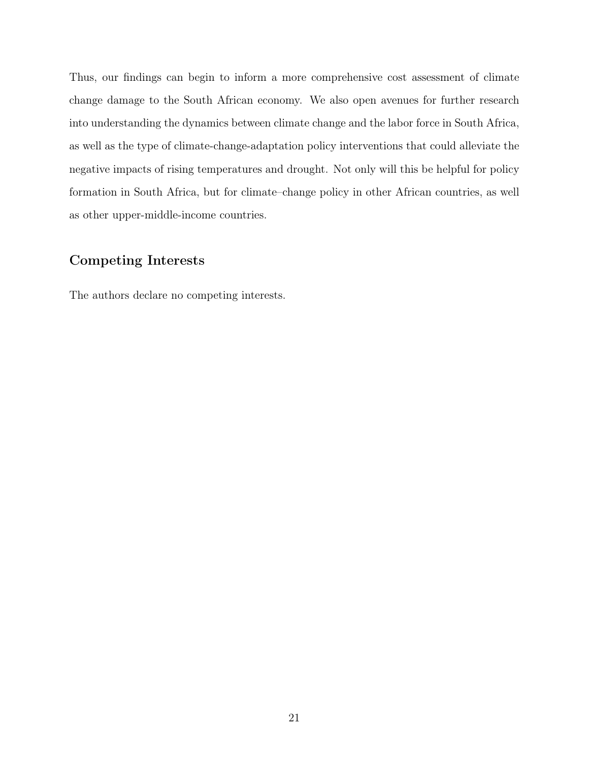Thus, our findings can begin to inform a more comprehensive cost assessment of climate change damage to the South African economy. We also open avenues for further research into understanding the dynamics between climate change and the labor force in South Africa, as well as the type of climate-change-adaptation policy interventions that could alleviate the negative impacts of rising temperatures and drought. Not only will this be helpful for policy formation in South Africa, but for climate–change policy in other African countries, as well as other upper-middle-income countries.

## Competing Interests

The authors declare no competing interests.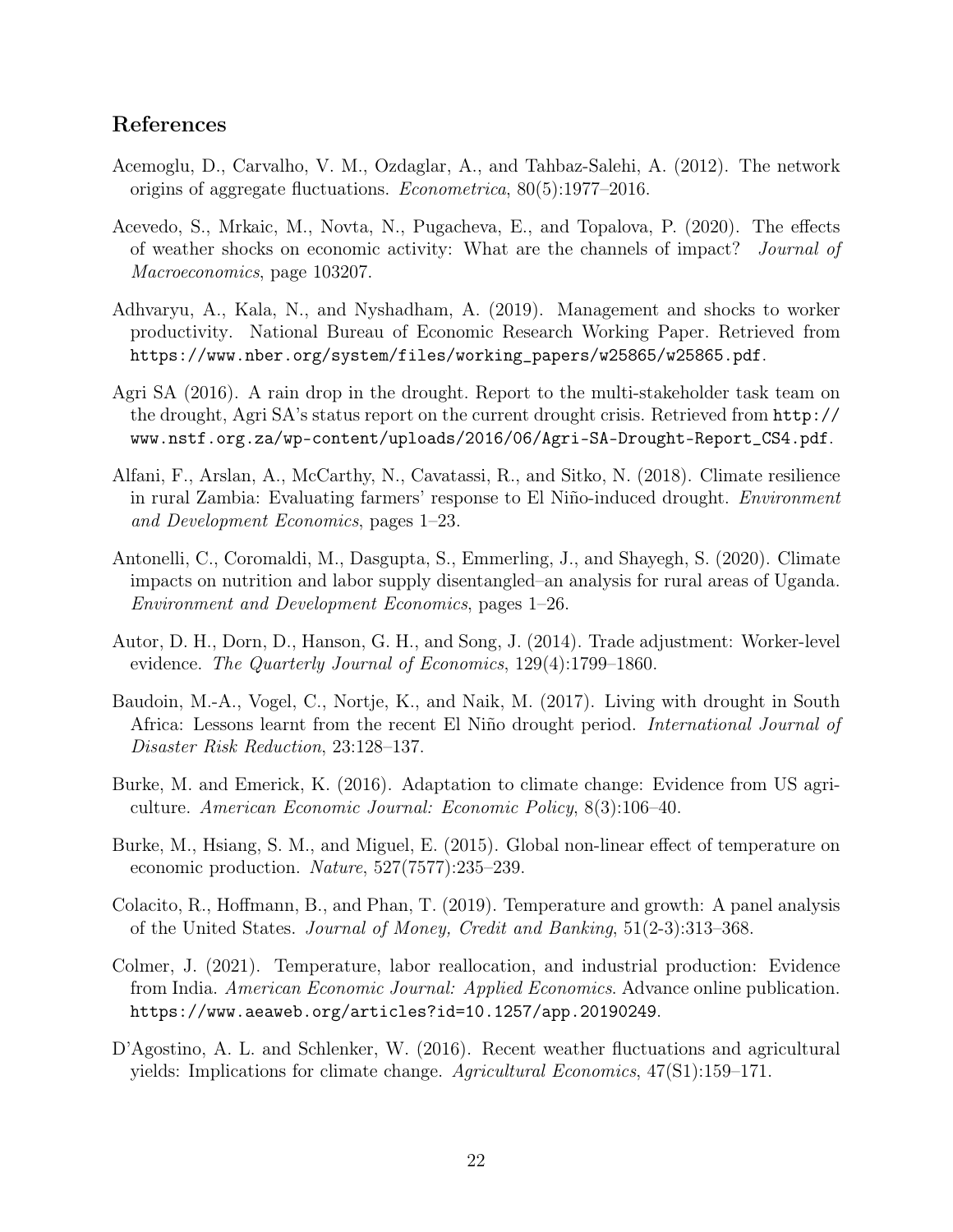## References

Acemoglu, D., Carvalho, V. M., Ozdaglar, A., and Tahbaz-Salehi, A. (2012). The network origins of aggregate fluctuations. *Econometrica*, 80(5):1977–2016.

Acevedo, S., Mrkaic, M., Novta, N., Pugacheva, E., and Topalova, P. (2020). The effects of weather shocks on economic activity: What are the channels of impact? *Journal of Macroeconomics*, page 103207.

Adhvaryu, A., Kala, N., and Nyshadham, A. (2019). Management and shocks to worker productivity. National Bureau of Economic Research Working Paper. Retrieved from https://www.nber.org/system/files/working_papers/w25865/w25865.pdf.

Agri SA (2016). A rain drop in the drought. Report to the multi-stakeholder task team on the drought, Agri SA's status report on the current drought crisis. Retrieved from http://www.nstf.org.za/wp-content/uploads/2016/06/Agri-SA-Drought-Report_CS4.pdf.

Alfani, F., Arslan, A., McCarthy, N., Cavatassi, R., and Sitko, N. (2018). Climate resilience in rural Zambia: Evaluating farmers' response to El Niño-induced drought. *Environment and Development Economics*, pages 1–23.

Antonelli, C., Coromaldi, M., Dasgupta, S., Emmerling, J., and Shayegh, S. (2020). Climate impacts on nutrition and labor supply disentangled–an analysis for rural areas of Uganda. *Environment and Development Economics*, pages 1–26.

Autor, D. H., Dorn, D., Hanson, G. H., and Song, J. (2014). Trade adjustment: Worker-level evidence. *The Quarterly Journal of Economics*, 129(4):1799–1860.

Baudoin, M.-A., Vogel, C., Nortje, K., and Naik, M. (2017). Living with drought in South Africa: Lessons learnt from the recent El Niño drought period. *International Journal of Disaster Risk Reduction*, 23:128–137.

Burke, M. and Emerick, K. (2016). Adaptation to climate change: Evidence from US agriculture. *American Economic Journal: Economic Policy*, 8(3):106–40.

Burke, M., Hsiang, S. M., and Miguel, E. (2015). Global non-linear effect of temperature on economic production. *Nature*, 527(7577):235–239.

Colacito, R., Hoffmann, B., and Phan, T. (2019). Temperature and growth: A panel analysis of the United States. *Journal of Money, Credit and Banking*, 51(2-3):313–368.

Colmer, J. (2021). Temperature, labor reallocation, and industrial production: Evidence from India. *American Economic Journal: Applied Economics*. Advance online publication. https://www.aeaweb.org/articles?id=10.1257/app.20190249.

D'Agostino, A. L. and Schlenker, W. (2016). Recent weather fluctuations and agricultural yields: Implications for climate change. *Agricultural Economics*, 47(S1):159–171.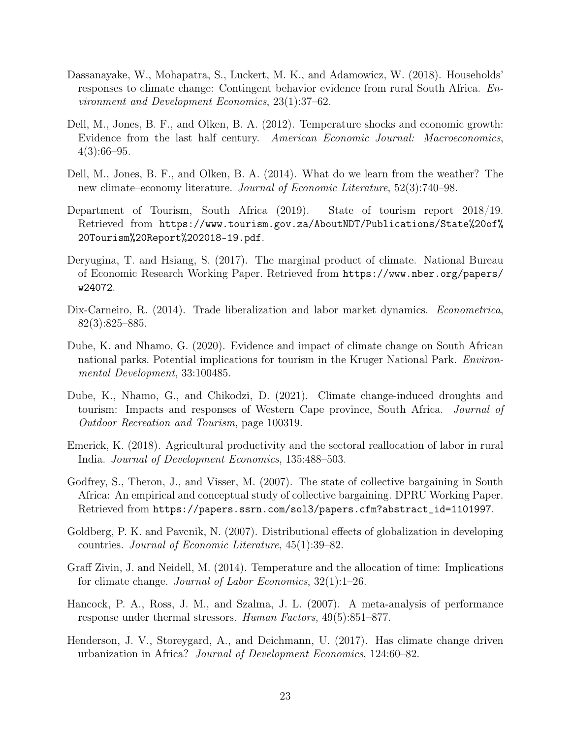Dassanayake, W., Mohapatra, S., Luckert, M. K., and Adamowicz, W. (2018). Households' responses to climate change: Contingent behavior evidence from rural South Africa. *Environment and Development Economics*, 23(1):37–62.

Dell, M., Jones, B. F., and Olken, B. A. (2012). Temperature shocks and economic growth: Evidence from the last half century. *American Economic Journal: Macroeconomics*, 4(3):66–95.

Dell, M., Jones, B. F., and Olken, B. A. (2014). What do we learn from the weather? The new climate–economy literature. *Journal of Economic Literature*, 52(3):740–98.

Department of Tourism, South Africa (2019). State of tourism report 2018/19. Retrieved from `https://www.tourism.gov.za/AboutNDT/Publications/State%20of%20Tourism%20Report%202018-19.pdf`.

Deryugina, T. and Hsiang, S. (2017). The marginal product of climate. National Bureau of Economic Research Working Paper. Retrieved from `https://www.nber.org/papers/w24072`.

Dix-Carneiro, R. (2014). Trade liberalization and labor market dynamics. *Econometrica*, 82(3):825–885.

Dube, K. and Nhamo, G. (2020). Evidence and impact of climate change on South African national parks. Potential implications for tourism in the Kruger National Park. *Environmental Development*, 33:100485.

Dube, K., Nhamo, G., and Chikodzi, D. (2021). Climate change-induced droughts and tourism: Impacts and responses of Western Cape province, South Africa. *Journal of Outdoor Recreation and Tourism*, page 100319.

Emerick, K. (2018). Agricultural productivity and the sectoral reallocation of labor in rural India. *Journal of Development Economics*, 135:488–503.

Godfrey, S., Theron, J., and Visser, M. (2007). The state of collective bargaining in South Africa: An empirical and conceptual study of collective bargaining. DPRU Working Paper. Retrieved from `https://papers.ssrn.com/sol3/papers.cfm?abstract_id=1101997`.

Goldberg, P. K. and Pavcnik, N. (2007). Distributional effects of globalization in developing countries. *Journal of Economic Literature*, 45(1):39–82.

Graff Zivin, J. and Neidell, M. (2014). Temperature and the allocation of time: Implications for climate change. *Journal of Labor Economics*, 32(1):1–26.

Hancock, P. A., Ross, J. M., and Szalma, J. L. (2007). A meta-analysis of performance response under thermal stressors. *Human Factors*, 49(5):851–877.

Henderson, J. V., Storeygard, A., and Deichmann, U. (2017). Has climate change driven urbanization in Africa? *Journal of Development Economics*, 124:60–82.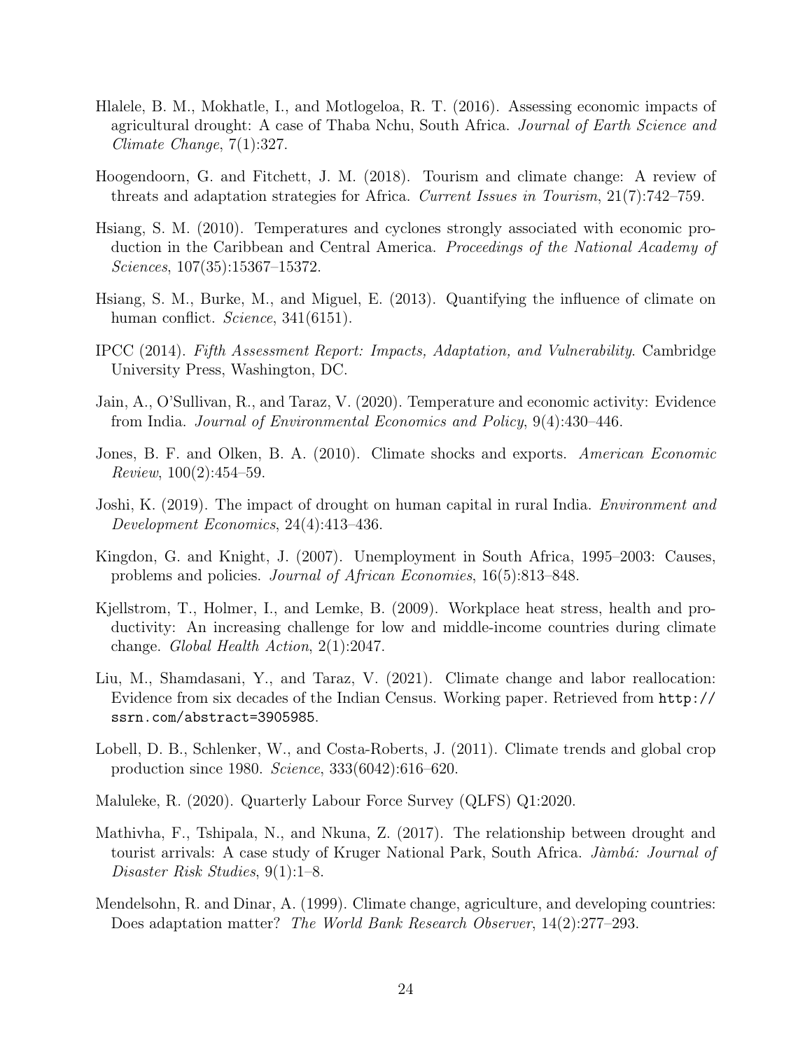Hlalele, B. M., Mokhatle, I., and Motlogeloa, R. T. (2016). Assessing economic impacts of agricultural drought: A case of Thaba Nchu, South Africa. *Journal of Earth Science and Climate Change*, 7(1):327.

Hoogendoorn, G. and Fitchett, J. M. (2018). Tourism and climate change: A review of threats and adaptation strategies for Africa. *Current Issues in Tourism*, 21(7):742–759.

Hsiang, S. M. (2010). Temperatures and cyclones strongly associated with economic production in the Caribbean and Central America. *Proceedings of the National Academy of Sciences*, 107(35):15367–15372.

Hsiang, S. M., Burke, M., and Miguel, E. (2013). Quantifying the influence of climate on human conflict. *Science*, 341(6151).

IPCC (2014). *Fifth Assessment Report: Impacts, Adaptation, and Vulnerability*. Cambridge University Press, Washington, DC.

Jain, A., O'Sullivan, R., and Taraz, V. (2020). Temperature and economic activity: Evidence from India. *Journal of Environmental Economics and Policy*, 9(4):430–446.

Jones, B. F. and Olken, B. A. (2010). Climate shocks and exports. *American Economic Review*, 100(2):454–59.

Joshi, K. (2019). The impact of drought on human capital in rural India. *Environment and Development Economics*, 24(4):413–436.

Kingdon, G. and Knight, J. (2007). Unemployment in South Africa, 1995–2003: Causes, problems and policies. *Journal of African Economies*, 16(5):813–848.

Kjellstrom, T., Holmer, I., and Lemke, B. (2009). Workplace heat stress, health and productivity: An increasing challenge for low and middle-income countries during climate change. *Global Health Action*, 2(1):2047.

Liu, M., Shamdasani, Y., and Taraz, V. (2021). Climate change and labor reallocation: Evidence from six decades of the Indian Census. Working paper. Retrieved from `http://ssrn.com/abstract=3905985`.

Lobell, D. B., Schlenker, W., and Costa-Roberts, J. (2011). Climate trends and global crop production since 1980. *Science*, 333(6042):616–620.

Maluleke, R. (2020). Quarterly Labour Force Survey (QLFS) Q1:2020.

Mathivha, F., Tshipala, N., and Nkuna, Z. (2017). The relationship between drought and tourist arrivals: A case study of Kruger National Park, South Africa. *Jàmbá: Journal of Disaster Risk Studies*, 9(1):1–8.

Mendelsohn, R. and Dinar, A. (1999). Climate change, agriculture, and developing countries: Does adaptation matter? *The World Bank Research Observer*, 14(2):277–293.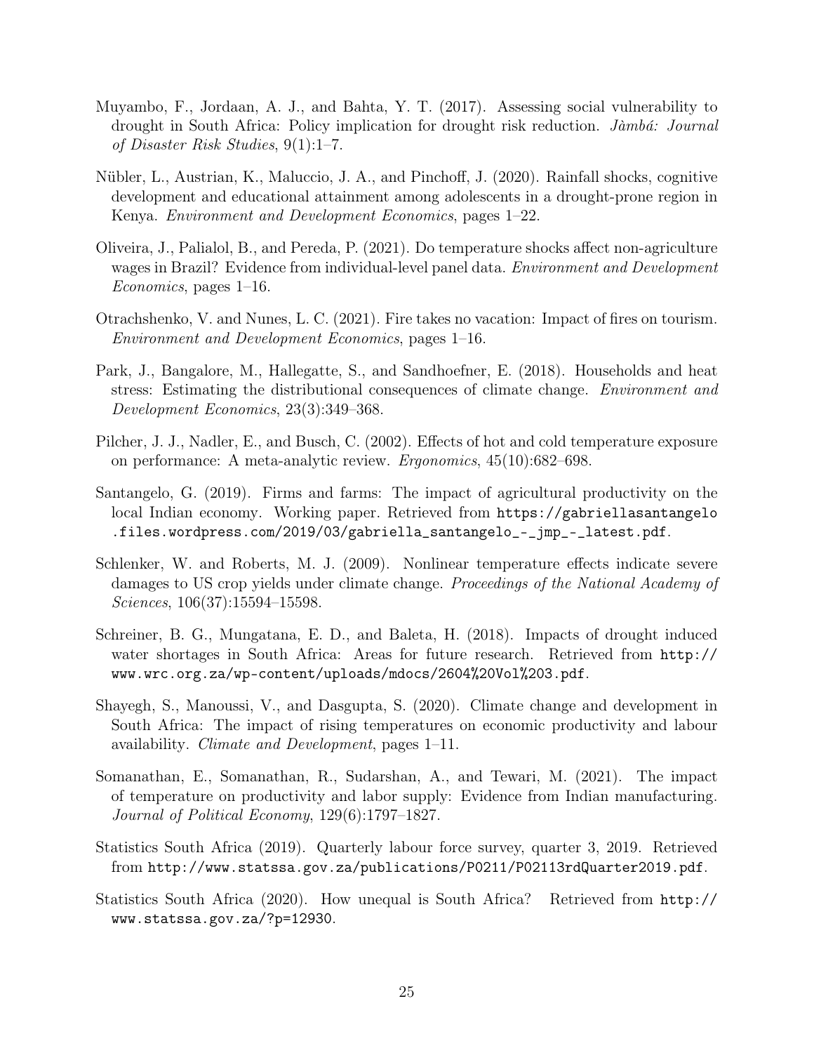Muyambo, F., Jordaan, A. J., and Bahta, Y. T. (2017). Assessing social vulnerability to drought in South Africa: Policy implication for drought risk reduction. *Jàmbá: Journal of Disaster Risk Studies*, 9(1):1–7.

Nübler, L., Austrian, K., Maluccio, J. A., and Pinchoff, J. (2020). Rainfall shocks, cognitive development and educational attainment among adolescents in a drought-prone region in Kenya. *Environment and Development Economics*, pages 1–22.

Oliveira, J., Palialol, B., and Pereda, P. (2021). Do temperature shocks affect non-agriculture wages in Brazil? Evidence from individual-level panel data. *Environment and Development Economics*, pages 1–16.

Otrachshenko, V. and Nunes, L. C. (2021). Fire takes no vacation: Impact of fires on tourism. *Environment and Development Economics*, pages 1–16.

Park, J., Bangalore, M., Hallegatte, S., and Sandhoefner, E. (2018). Households and heat stress: Estimating the distributional consequences of climate change. *Environment and Development Economics*, 23(3):349–368.

Pilcher, J. J., Nadler, E., and Busch, C. (2002). Effects of hot and cold temperature exposure on performance: A meta-analytic review. *Ergonomics*, 45(10):682–698.

Santangelo, G. (2019). Firms and farms: The impact of agricultural productivity on the local Indian economy. Working paper. Retrieved from `https://gabriellasantangelo.files.wordpress.com/2019/03/gabriella_santangelo_-_jmp_-_latest.pdf`.

Schlenker, W. and Roberts, M. J. (2009). Nonlinear temperature effects indicate severe damages to US crop yields under climate change. *Proceedings of the National Academy of Sciences*, 106(37):15594–15598.

Schreiner, B. G., Mungatana, E. D., and Baleta, H. (2018). Impacts of drought induced water shortages in South Africa: Areas for future research. Retrieved from `http://www.wrc.org.za/wp-content/uploads/mdocs/2604%20Vol%203.pdf`.

Shayegh, S., Manoussi, V., and Dasgupta, S. (2020). Climate change and development in South Africa: The impact of rising temperatures on economic productivity and labour availability. *Climate and Development*, pages 1–11.

Somanathan, E., Somanathan, R., Sudarshan, A., and Tewari, M. (2021). The impact of temperature on productivity and labor supply: Evidence from Indian manufacturing. *Journal of Political Economy*, 129(6):1797–1827.

Statistics South Africa (2019). Quarterly labour force survey, quarter 3, 2019. Retrieved from `http://www.statssa.gov.za/publications/P0211/P02113rdQuarter2019.pdf`.

Statistics South Africa (2020). How unequal is South Africa? Retrieved from `http://www.statssa.gov.za/?p=12930`.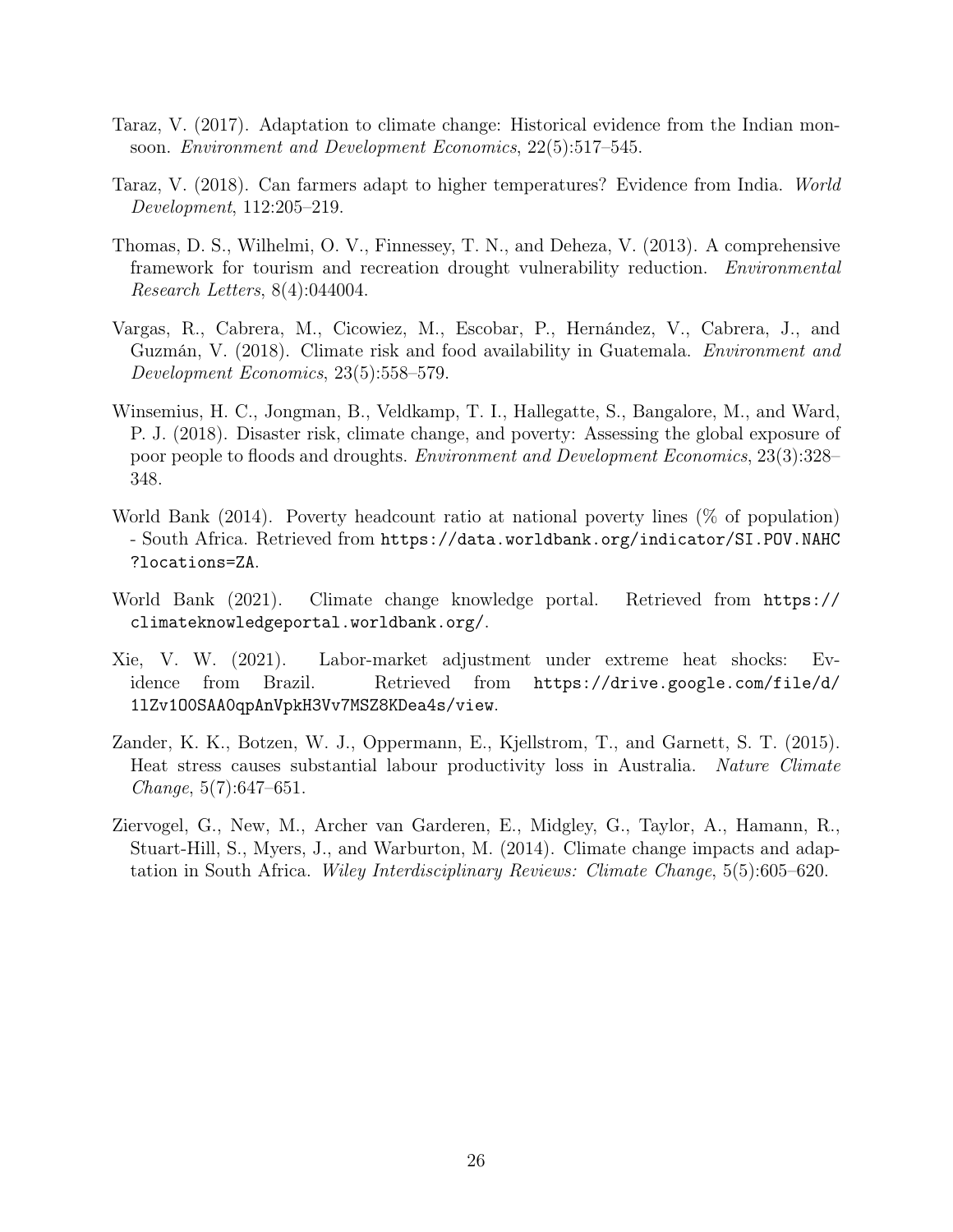Taraz, V. (2017). Adaptation to climate change: Historical evidence from the Indian monsoon. *Environment and Development Economics*, 22(5):517–545.

Taraz, V. (2018). Can farmers adapt to higher temperatures? Evidence from India. *World Development*, 112:205–219.

Thomas, D. S., Wilhelmi, O. V., Finnessey, T. N., and Deheza, V. (2013). A comprehensive framework for tourism and recreation drought vulnerability reduction. *Environmental Research Letters*, 8(4):044004.

Vargas, R., Cabrera, M., Cicowiez, M., Escobar, P., Hernández, V., Cabrera, J., and Guzmán, V. (2018). Climate risk and food availability in Guatemala. *Environment and Development Economics*, 23(5):558–579.

Winsemius, H. C., Jongman, B., Veldkamp, T. I., Hallegatte, S., Bangalore, M., and Ward, P. J. (2018). Disaster risk, climate change, and poverty: Assessing the global exposure of poor people to floods and droughts. *Environment and Development Economics*, 23(3):328–348.

World Bank (2014). Poverty headcount ratio at national poverty lines (% of population) - South Africa. Retrieved from `https://data.worldbank.org/indicator/SI.POV.NAHC?locations=ZA`.

World Bank (2021). Climate change knowledge portal. Retrieved from `https://climateknowledgeportal.worldbank.org/`.

Xie, V. W. (2021). Labor-market adjustment under extreme heat shocks: Evidence from Brazil. Retrieved from `https://drive.google.com/file/d/1lZv1OOSAA0qpAnVpkH3Vv7MSZ8KDea4s/view`.

Zander, K. K., Botzen, W. J., Oppermann, E., Kjellstrom, T., and Garnett, S. T. (2015). Heat stress causes substantial labour productivity loss in Australia. *Nature Climate Change*, 5(7):647–651.

Ziervogel, G., New, M., Archer van Garderen, E., Midgley, G., Taylor, A., Hamann, R., Stuart-Hill, S., Myers, J., and Warburton, M. (2014). Climate change impacts and adaptation in South Africa. *Wiley Interdisciplinary Reviews: Climate Change*, 5(5):605–620.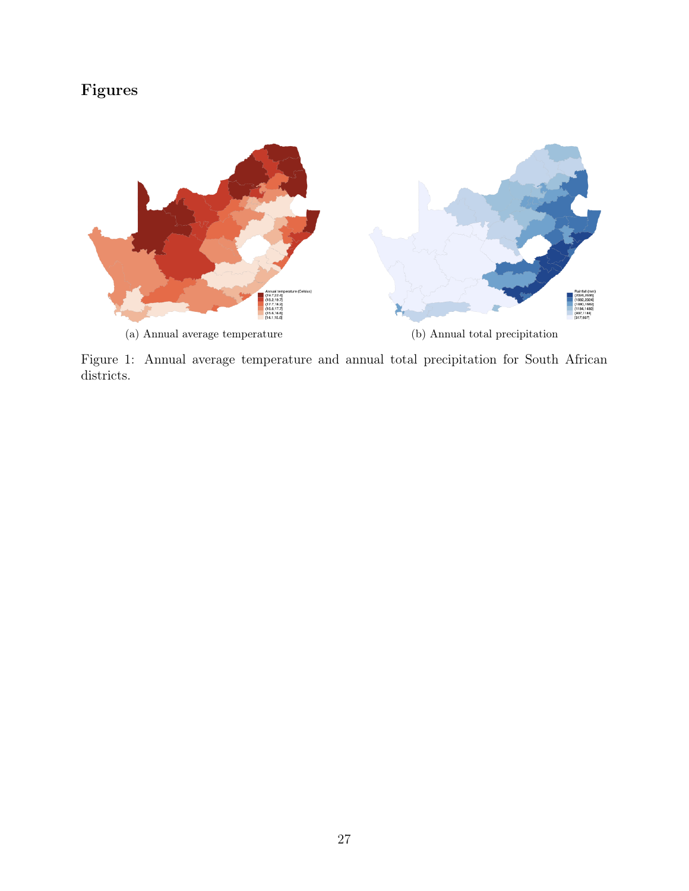# Figures

(a) Annual average temperature

(b) Annual total precipitation

Figure 1: Annual average temperature and annual total precipitation for South African districts.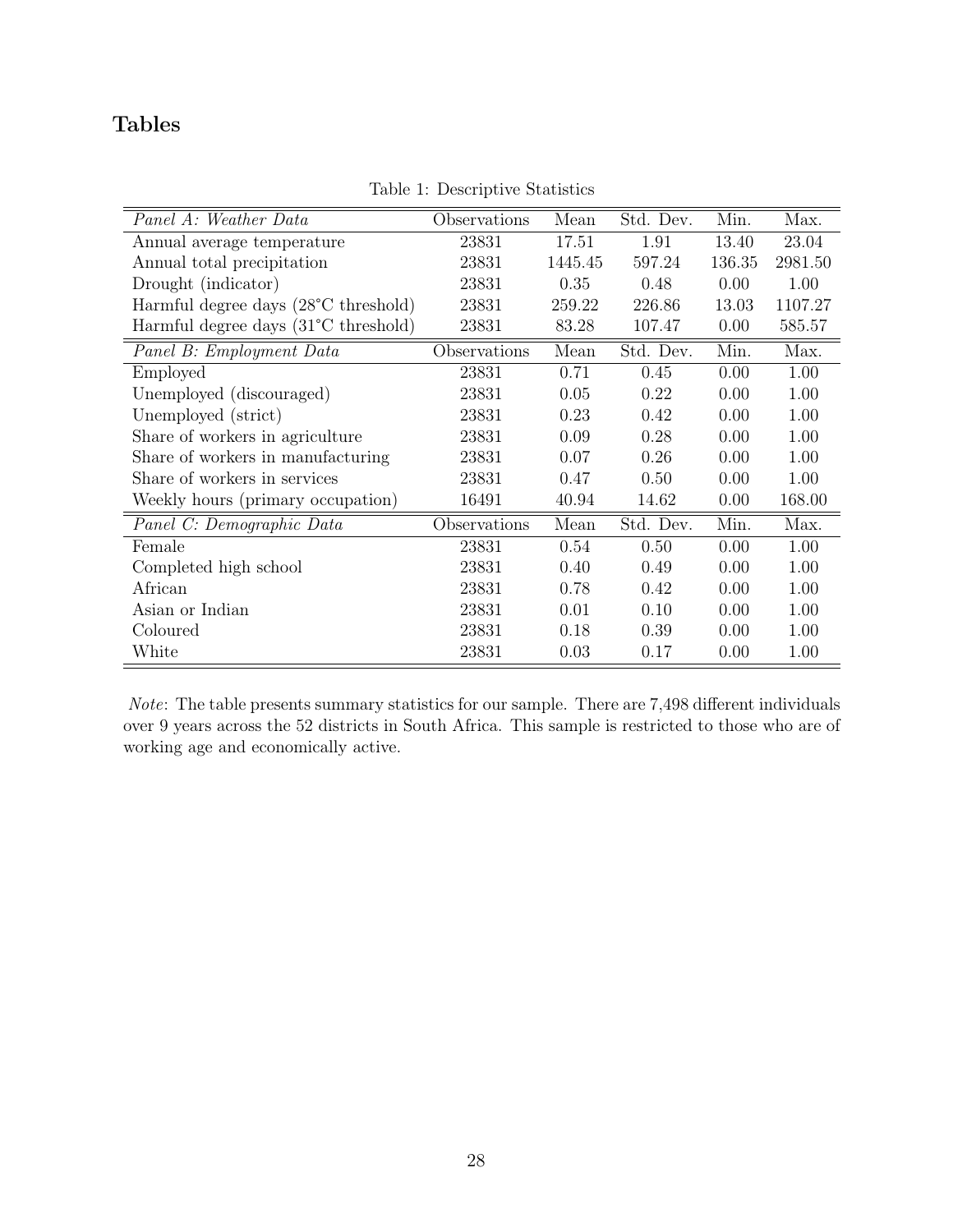## Tables

Table 1: Descriptive Statistics

| *Panel A: Weather Data* | Observations | Mean | Std. Dev. | Min. | Max. |
|---|---|---|---|---|---|
| Annual average temperature | 23831 | 17.51 | 1.91 | 13.40 | 23.04 |
| Annual total precipitation | 23831 | 1445.45 | 597.24 | 136.35 | 2981.50 |
| Drought (indicator) | 23831 | 0.35 | 0.48 | 0.00 | 1.00 |
| Harmful degree days (28°C threshold) | 23831 | 259.22 | 226.86 | 13.03 | 1107.27 |
| Harmful degree days (31°C threshold) | 23831 | 83.28 | 107.47 | 0.00 | 585.57 |
| *Panel B: Employment Data* | Observations | Mean | Std. Dev. | Min. | Max. |
| Employed | 23831 | 0.71 | 0.45 | 0.00 | 1.00 |
| Unemployed (discouraged) | 23831 | 0.05 | 0.22 | 0.00 | 1.00 |
| Unemployed (strict) | 23831 | 0.23 | 0.42 | 0.00 | 1.00 |
| Share of workers in agriculture | 23831 | 0.09 | 0.28 | 0.00 | 1.00 |
| Share of workers in manufacturing | 23831 | 0.07 | 0.26 | 0.00 | 1.00 |
| Share of workers in services | 23831 | 0.47 | 0.50 | 0.00 | 1.00 |
| Weekly hours (primary occupation) | 16491 | 40.94 | 14.62 | 0.00 | 168.00 |
| *Panel C: Demographic Data* | Observations | Mean | Std. Dev. | Min. | Max. |
| Female | 23831 | 0.54 | 0.50 | 0.00 | 1.00 |
| Completed high school | 23831 | 0.40 | 0.49 | 0.00 | 1.00 |
| African | 23831 | 0.78 | 0.42 | 0.00 | 1.00 |
| Asian or Indian | 23831 | 0.01 | 0.10 | 0.00 | 1.00 |
| Coloured | 23831 | 0.18 | 0.39 | 0.00 | 1.00 |
| White | 23831 | 0.03 | 0.17 | 0.00 | 1.00 |

*Note*: The table presents summary statistics for our sample. There are 7,498 different individuals over 9 years across the 52 districts in South Africa. This sample is restricted to those who are of working age and economically active.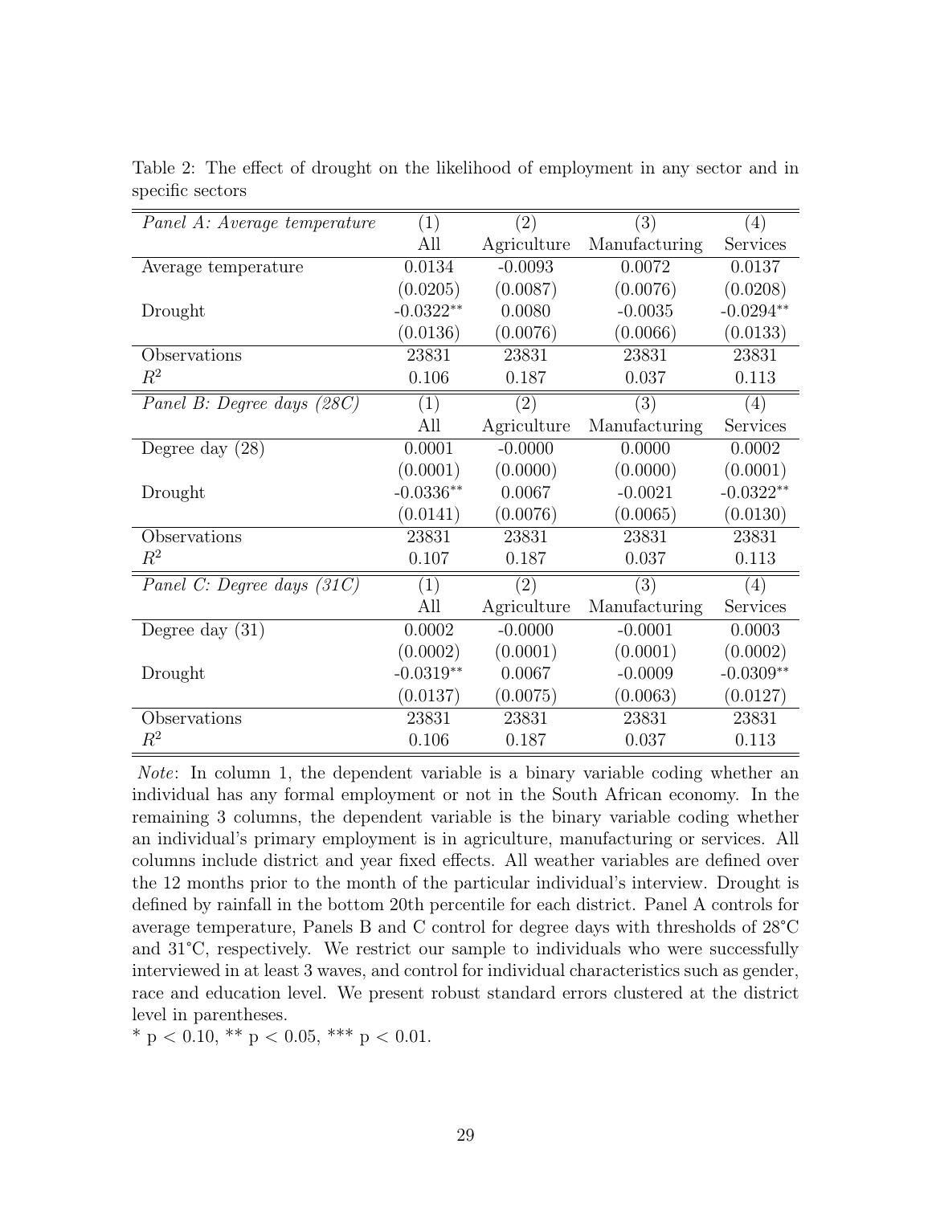Table 2: The effect of drought on the likelihood of employment in any sector and in specific sectors

| *Panel A: Average temperature* | (1) | (2) | (3) | (4) |
|---|---|---|---|---|
| | All | Agriculture | Manufacturing | Services |
| Average temperature | 0.0134 | -0.0093 | 0.0072 | 0.0137 |
| | (0.0205) | (0.0087) | (0.0076) | (0.0208) |
| Drought | -0.0322** | 0.0080 | -0.0035 | -0.0294** |
| | (0.0136) | (0.0076) | (0.0066) | (0.0133) |
| Observations | 23831 | 23831 | 23831 | 23831 |
| $R^2$ | 0.106 | 0.187 | 0.037 | 0.113 |
| *Panel B: Degree days (28C)* | (1) | (2) | (3) | (4) |
| | All | Agriculture | Manufacturing | Services |
| Degree day (28) | 0.0001 | -0.0000 | 0.0000 | 0.0002 |
| | (0.0001) | (0.0000) | (0.0000) | (0.0001) |
| Drought | -0.0336** | 0.0067 | -0.0021 | -0.0322** |
| | (0.0141) | (0.0076) | (0.0065) | (0.0130) |
| Observations | 23831 | 23831 | 23831 | 23831 |
| $R^2$ | 0.107 | 0.187 | 0.037 | 0.113 |
| *Panel C: Degree days (31C)* | (1) | (2) | (3) | (4) |
| | All | Agriculture | Manufacturing | Services |
| Degree day (31) | 0.0002 | -0.0000 | -0.0001 | 0.0003 |
| | (0.0002) | (0.0001) | (0.0001) | (0.0002) |
| Drought | -0.0319** | 0.0067 | -0.0009 | -0.0309** |
| | (0.0137) | (0.0075) | (0.0063) | (0.0127) |
| Observations | 23831 | 23831 | 23831 | 23831 |
| $R^2$ | 0.106 | 0.187 | 0.037 | 0.113 |

*Note*: In column 1, the dependent variable is a binary variable coding whether an individual has any formal employment or not in the South African economy. In the remaining 3 columns, the dependent variable is the binary variable coding whether an individual's primary employment is in agriculture, manufacturing or services. All columns include district and year fixed effects. All weather variables are defined over the 12 months prior to the month of the particular individual's interview. Drought is defined by rainfall in the bottom 20th percentile for each district. Panel A controls for average temperature, Panels B and C control for degree days with thresholds of 28°C and 31°C, respectively. We restrict our sample to individuals who were successfully interviewed in at least 3 waves, and control for individual characteristics such as gender, race and education level. We present robust standard errors clustered at the district level in parentheses.

* $p < 0.10$, ** $p < 0.05$, *** $p < 0.01$.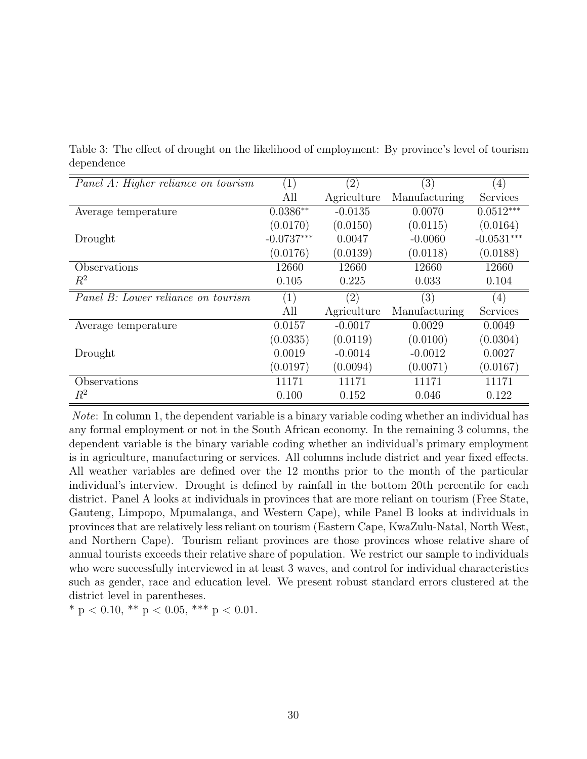Table 3: The effect of drought on the likelihood of employment: By province's level of tourism dependence

| *Panel A: Higher reliance on tourism* | (1) | (2) | (3) | (4) |
|---|---|---|---|---|
| | All | Agriculture | Manufacturing | Services |
| Average temperature | 0.0386** | -0.0135 | 0.0070 | 0.0512*** |
| | (0.0170) | (0.0150) | (0.0115) | (0.0164) |
| Drought | -0.0737*** | 0.0047 | -0.0060 | -0.0531*** |
| | (0.0176) | (0.0139) | (0.0118) | (0.0188) |
| Observations | 12660 | 12660 | 12660 | 12660 |
| $R^2$ | 0.105 | 0.225 | 0.033 | 0.104 |
| *Panel B: Lower reliance on tourism* | (1) | (2) | (3) | (4) |
| | All | Agriculture | Manufacturing | Services |
| Average temperature | 0.0157 | -0.0017 | 0.0029 | 0.0049 |
| | (0.0335) | (0.0119) | (0.0100) | (0.0304) |
| Drought | 0.0019 | -0.0014 | -0.0012 | 0.0027 |
| | (0.0197) | (0.0094) | (0.0071) | (0.0167) |
| Observations | 11171 | 11171 | 11171 | 11171 |
| $R^2$ | 0.100 | 0.152 | 0.046 | 0.122 |

*Note*: In column 1, the dependent variable is a binary variable coding whether an individual has any formal employment or not in the South African economy. In the remaining 3 columns, the dependent variable is the binary variable coding whether an individual's primary employment is in agriculture, manufacturing or services. All columns include district and year fixed effects. All weather variables are defined over the 12 months prior to the month of the particular individual's interview. Drought is defined by rainfall in the bottom 20th percentile for each district. Panel A looks at individuals in provinces that are more reliant on tourism (Free State, Gauteng, Limpopo, Mpumalanga, and Western Cape), while Panel B looks at individuals in provinces that are relatively less reliant on tourism (Eastern Cape, KwaZulu-Natal, North West, and Northern Cape). Tourism reliant provinces are those provinces whose relative share of annual tourists exceeds their relative share of population. We restrict our sample to individuals who were successfully interviewed in at least 3 waves, and control for individual characteristics such as gender, race and education level. We present robust standard errors clustered at the district level in parentheses.

* $p < 0.10$, ** $p < 0.05$, *** $p < 0.01$.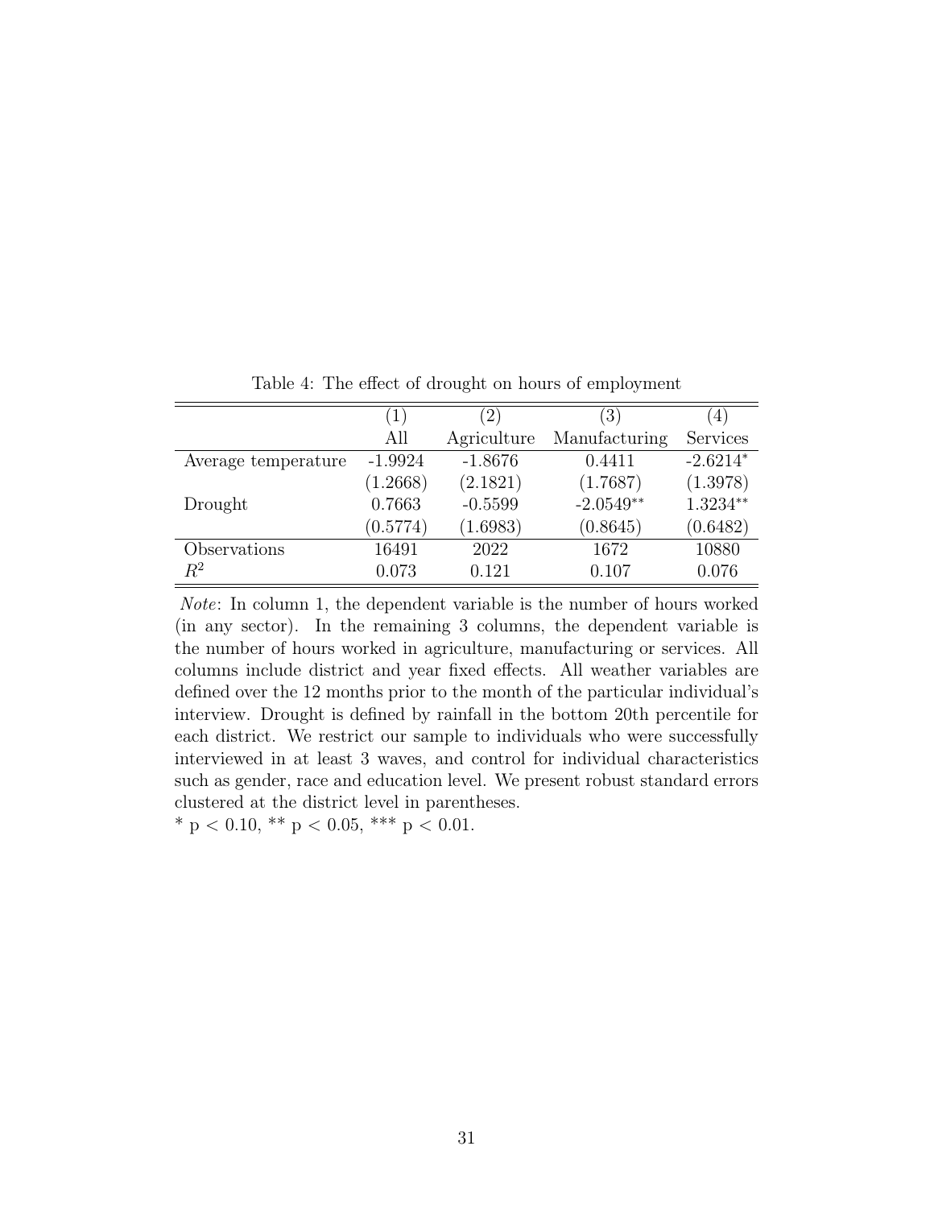Table 4: The effect of drought on hours of employment

| | (1) | (2) | (3) | (4) |
|---|---|---|---|---|
| | All | Agriculture | Manufacturing | Services |
| Average temperature | -1.9924 | -1.8676 | 0.4411 | -2.6214* |
| | (1.2668) | (2.1821) | (1.7687) | (1.3978) |
| Drought | 0.7663 | -0.5599 | -2.0549** | 1.3234** |
| | (0.5774) | (1.6983) | (0.8645) | (0.6482) |
| Observations | 16491 | 2022 | 1672 | 10880 |
| $R^2$ | 0.073 | 0.121 | 0.107 | 0.076 |

*Note*: In column 1, the dependent variable is the number of hours worked (in any sector). In the remaining 3 columns, the dependent variable is the number of hours worked in agriculture, manufacturing or services. All columns include district and year fixed effects. All weather variables are defined over the 12 months prior to the month of the particular individual's interview. Drought is defined by rainfall in the bottom 20th percentile for each district. We restrict our sample to individuals who were successfully interviewed in at least 3 waves, and control for individual characteristics such as gender, race and education level. We present robust standard errors clustered at the district level in parentheses.

* $p < 0.10$, ** $p < 0.05$, *** $p < 0.01$.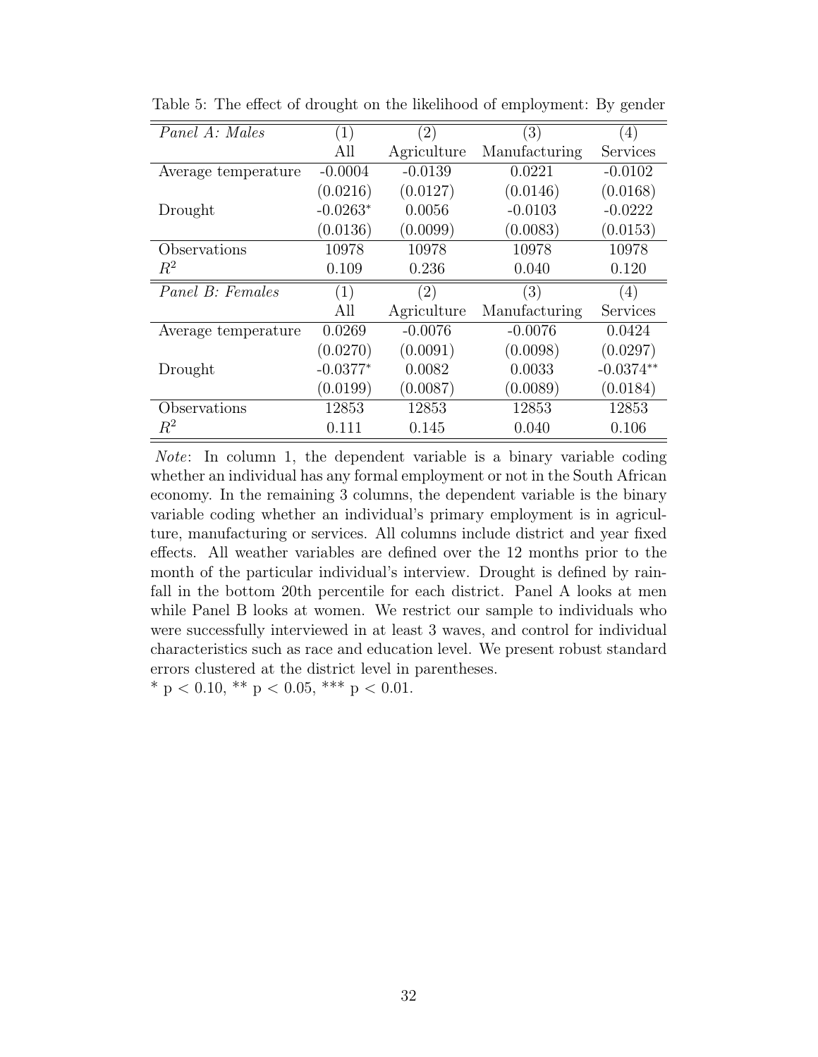Table 5: The effect of drought on the likelihood of employment: By gender

| *Panel A: Males* | (1) | (2) | (3) | (4) |
|---|---|---|---|---|
| | All | Agriculture | Manufacturing | Services |
| Average temperature | -0.0004 | -0.0139 | 0.0221 | -0.0102 |
| | (0.0216) | (0.0127) | (0.0146) | (0.0168) |
| Drought | -0.0263* | 0.0056 | -0.0103 | -0.0222 |
| | (0.0136) | (0.0099) | (0.0083) | (0.0153) |
| Observations | 10978 | 10978 | 10978 | 10978 |
| $R^2$ | 0.109 | 0.236 | 0.040 | 0.120 |
| *Panel B: Females* | (1) | (2) | (3) | (4) |
| | All | Agriculture | Manufacturing | Services |
| Average temperature | 0.0269 | -0.0076 | -0.0076 | 0.0424 |
| | (0.0270) | (0.0091) | (0.0098) | (0.0297) |
| Drought | -0.0377* | 0.0082 | 0.0033 | -0.0374** |
| | (0.0199) | (0.0087) | (0.0089) | (0.0184) |
| Observations | 12853 | 12853 | 12853 | 12853 |
| $R^2$ | 0.111 | 0.145 | 0.040 | 0.106 |

*Note*: In column 1, the dependent variable is a binary variable coding whether an individual has any formal employment or not in the South African economy. In the remaining 3 columns, the dependent variable is the binary variable coding whether an individual's primary employment is in agriculture, manufacturing or services. All columns include district and year fixed effects. All weather variables are defined over the 12 months prior to the month of the particular individual's interview. Drought is defined by rainfall in the bottom 20th percentile for each district. Panel A looks at men while Panel B looks at women. We restrict our sample to individuals who were successfully interviewed in at least 3 waves, and control for individual characteristics such as race and education level. We present robust standard errors clustered at the district level in parentheses.

* $p < 0.10$, ** $p < 0.05$, *** $p < 0.01$.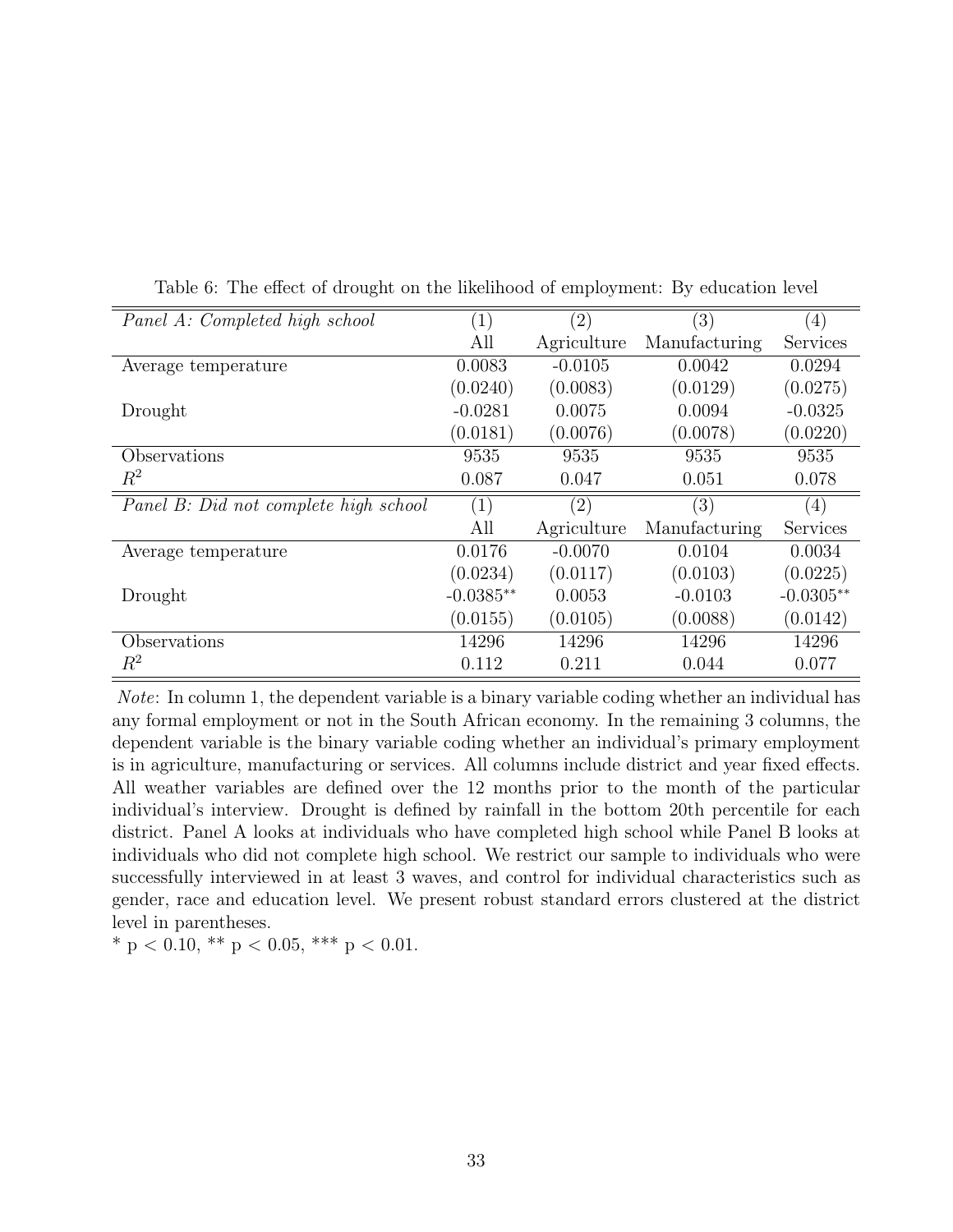Table 6: The effect of drought on the likelihood of employment: By education level

| *Panel A: Completed high school* | (1) | (2) | (3) | (4) |
|---|---|---|---|---|
| | All | Agriculture | Manufacturing | Services |
| Average temperature | 0.0083 | -0.0105 | 0.0042 | 0.0294 |
| | (0.0240) | (0.0083) | (0.0129) | (0.0275) |
| Drought | -0.0281 | 0.0075 | 0.0094 | -0.0325 |
| | (0.0181) | (0.0076) | (0.0078) | (0.0220) |
| Observations | 9535 | 9535 | 9535 | 9535 |
| $R^2$ | 0.087 | 0.047 | 0.051 | 0.078 |
| *Panel B: Did not complete high school* | (1) | (2) | (3) | (4) |
| | All | Agriculture | Manufacturing | Services |
| Average temperature | 0.0176 | -0.0070 | 0.0104 | 0.0034 |
| | (0.0234) | (0.0117) | (0.0103) | (0.0225) |
| Drought | -0.0385** | 0.0053 | -0.0103 | -0.0305** |
| | (0.0155) | (0.0105) | (0.0088) | (0.0142) |
| Observations | 14296 | 14296 | 14296 | 14296 |
| $R^2$ | 0.112 | 0.211 | 0.044 | 0.077 |

*Note*: In column 1, the dependent variable is a binary variable coding whether an individual has any formal employment or not in the South African economy. In the remaining 3 columns, the dependent variable is the binary variable coding whether an individual's primary employment is in agriculture, manufacturing or services. All columns include district and year fixed effects. All weather variables are defined over the 12 months prior to the month of the particular individual's interview. Drought is defined by rainfall in the bottom 20th percentile for each district. Panel A looks at individuals who have completed high school while Panel B looks at individuals who did not complete high school. We restrict our sample to individuals who were successfully interviewed in at least 3 waves, and control for individual characteristics such as gender, race and education level. We present robust standard errors clustered at the district level in parentheses.

\* $p < 0.10$, ** $p < 0.05$, *** $p < 0.01$.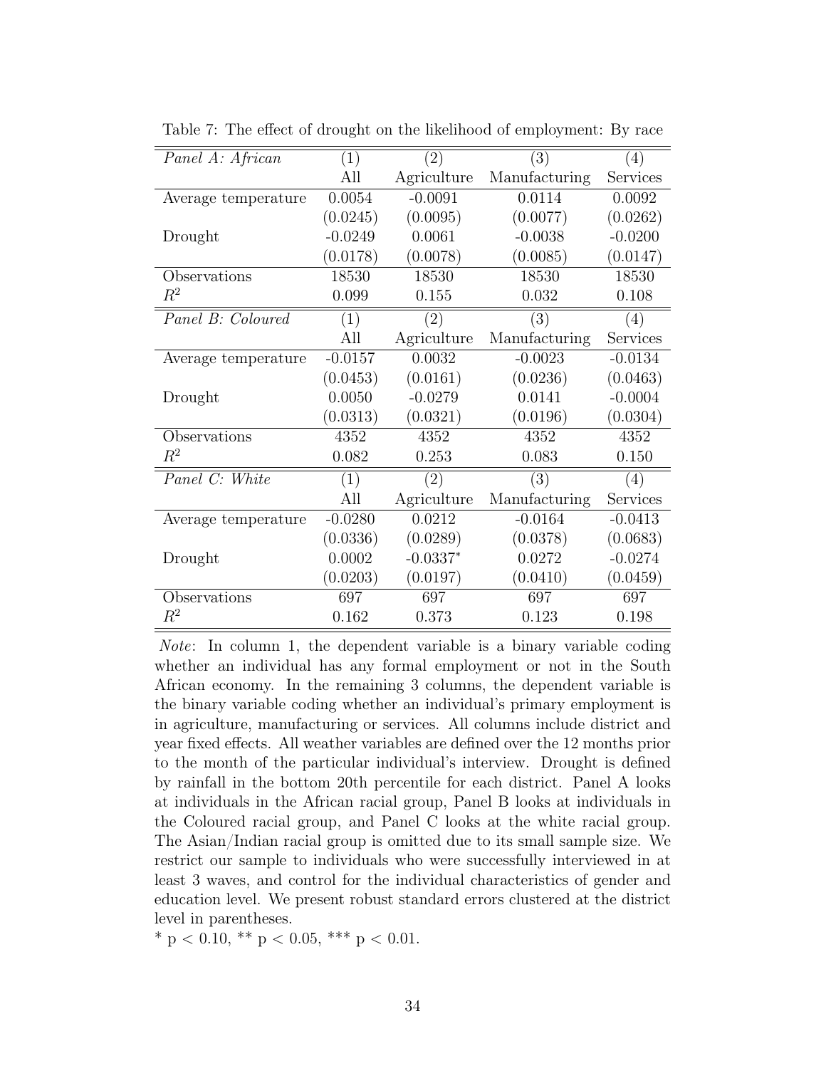Table 7: The effect of drought on the likelihood of employment: By race

| *Panel A: African* | (1) | (2) | (3) | (4) |
|---|---|---|---|---|
| | All | Agriculture | Manufacturing | Services |
| Average temperature | 0.0054 | -0.0091 | 0.0114 | 0.0092 |
| | (0.0245) | (0.0095) | (0.0077) | (0.0262) |
| Drought | -0.0249 | 0.0061 | -0.0038 | -0.0200 |
| | (0.0178) | (0.0078) | (0.0085) | (0.0147) |
| Observations | 18530 | 18530 | 18530 | 18530 |
| $R^2$ | 0.099 | 0.155 | 0.032 | 0.108 |
| *Panel B: Coloured* | (1) | (2) | (3) | (4) |
| | All | Agriculture | Manufacturing | Services |
| Average temperature | -0.0157 | 0.0032 | -0.0023 | -0.0134 |
| | (0.0453) | (0.0161) | (0.0236) | (0.0463) |
| Drought | 0.0050 | -0.0279 | 0.0141 | -0.0004 |
| | (0.0313) | (0.0321) | (0.0196) | (0.0304) |
| Observations | 4352 | 4352 | 4352 | 4352 |
| $R^2$ | 0.082 | 0.253 | 0.083 | 0.150 |
| *Panel C: White* | (1) | (2) | (3) | (4) |
| | All | Agriculture | Manufacturing | Services |
| Average temperature | -0.0280 | 0.0212 | -0.0164 | -0.0413 |
| | (0.0336) | (0.0289) | (0.0378) | (0.0683) |
| Drought | 0.0002 | -0.0337* | 0.0272 | -0.0274 |
| | (0.0203) | (0.0197) | (0.0410) | (0.0459) |
| Observations | 697 | 697 | 697 | 697 |
| $R^2$ | 0.162 | 0.373 | 0.123 | 0.198 |

*Note*: In column 1, the dependent variable is a binary variable coding whether an individual has any formal employment or not in the South African economy. In the remaining 3 columns, the dependent variable is the binary variable coding whether an individual's primary employment is in agriculture, manufacturing or services. All columns include district and year fixed effects. All weather variables are defined over the 12 months prior to the month of the particular individual's interview. Drought is defined by rainfall in the bottom 20th percentile for each district. Panel A looks at individuals in the African racial group, Panel B looks at individuals in the Coloured racial group, and Panel C looks at the white racial group. The Asian/Indian racial group is omitted due to its small sample size. We restrict our sample to individuals who were successfully interviewed in at least 3 waves, and control for the individual characteristics of gender and education level. We present robust standard errors clustered at the district level in parentheses.

\* $p < 0.10$, ** $p < 0.05$, *** $p < 0.01$.